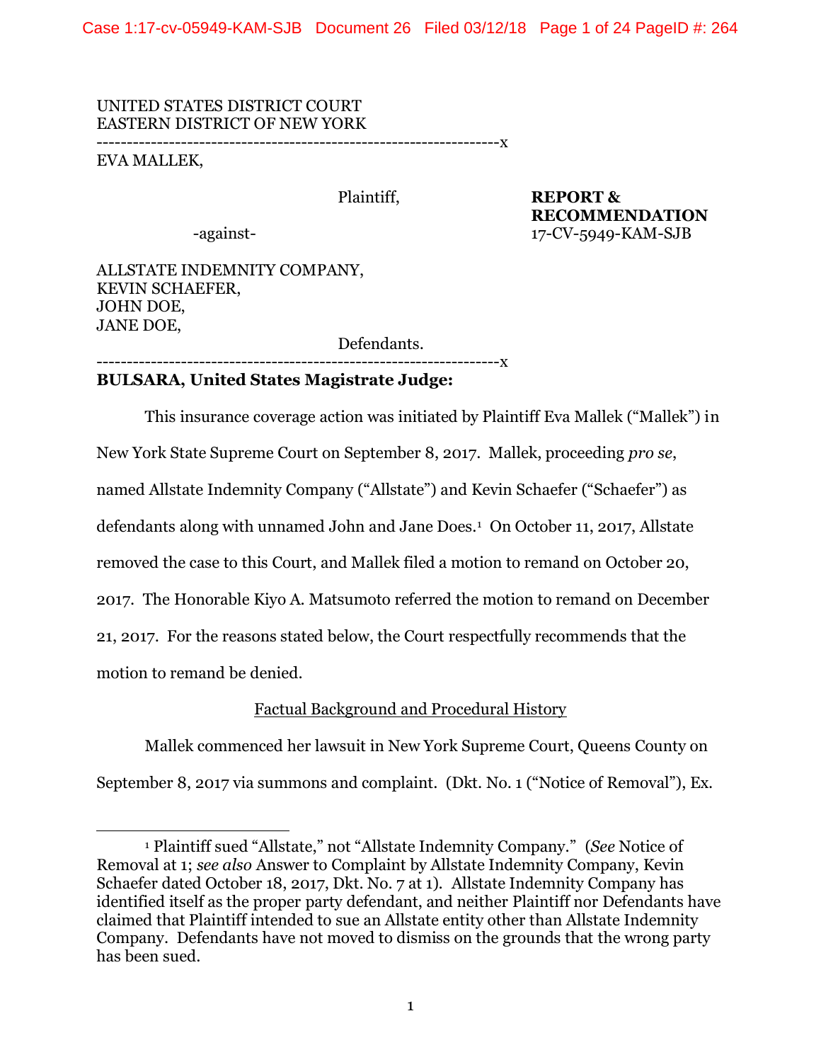UNITED STATES DISTRICT COURT
EASTERN DISTRICT OF NEW YORK

---

EVA MALLEK,

Plaintiff,

-against-

ALLSTATE INDEMNITY COMPANY,
KEVIN SCHAEFER,
JOHN DOE,
JANE DOE,

Defendants.

**REPORT & RECOMMENDATION**
17-CV-5949-KAM-SJB

---

**BULSARA, United States Magistrate Judge:**

This insurance coverage action was initiated by Plaintiff Eva Mallek ("Mallek") in New York State Supreme Court on September 8, 2017. Mallek, proceeding *pro se*, named Allstate Indemnity Company ("Allstate") and Kevin Schaefer ("Schaefer") as defendants along with unnamed John and Jane Does.[1] On October 11, 2017, Allstate removed the case to this Court, and Mallek filed a motion to remand on October 20, 2017. The Honorable Kiyo A. Matsumoto referred the motion to remand on December 21, 2017. For the reasons stated below, the Court respectfully recommends that the motion to remand be denied.

## Factual Background and Procedural History

Mallek commenced her lawsuit in New York Supreme Court, Queens County on September 8, 2017 via summons and complaint. (Dkt. No. 1 ("Notice of Removal"), Ex.

---

[1] Plaintiff sued "Allstate," not "Allstate Indemnity Company." (*See* Notice of Removal at 1; *see also* Answer to Complaint by Allstate Indemnity Company, Kevin Schaefer dated October 18, 2017, Dkt. No. 7 at 1). Allstate Indemnity Company has identified itself as the proper party defendant, and neither Plaintiff nor Defendants have claimed that Plaintiff intended to sue an Allstate entity other than Allstate Indemnity Company. Defendants have not moved to dismiss on the grounds that the wrong party has been sued.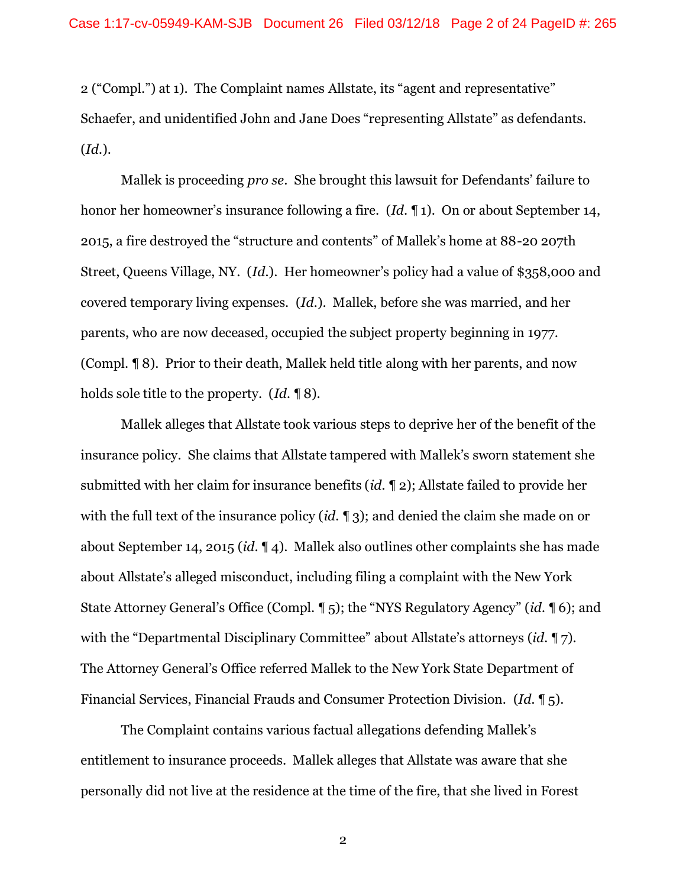2 ("Compl.") at 1). The Complaint names Allstate, its "agent and representative" Schaefer, and unidentified John and Jane Does "representing Allstate" as defendants. (*Id.*).

Mallek is proceeding *pro se*. She brought this lawsuit for Defendants' failure to honor her homeowner's insurance following a fire. (*Id.* ¶ 1). On or about September 14, 2015, a fire destroyed the "structure and contents" of Mallek's home at 88-20 207th Street, Queens Village, NY. (*Id.*). Her homeowner's policy had a value of $358,000 and covered temporary living expenses. (*Id.*). Mallek, before she was married, and her parents, who are now deceased, occupied the subject property beginning in 1977. (Compl. ¶ 8). Prior to their death, Mallek held title along with her parents, and now holds sole title to the property. (*Id.* ¶ 8).

Mallek alleges that Allstate took various steps to deprive her of the benefit of the insurance policy. She claims that Allstate tampered with Mallek's sworn statement she submitted with her claim for insurance benefits (*id.* ¶ 2); Allstate failed to provide her with the full text of the insurance policy (*id.* ¶ 3); and denied the claim she made on or about September 14, 2015 (*id.* ¶ 4). Mallek also outlines other complaints she has made about Allstate's alleged misconduct, including filing a complaint with the New York State Attorney General's Office (Compl. ¶ 5); the "NYS Regulatory Agency" (*id.* ¶ 6); and with the "Departmental Disciplinary Committee" about Allstate's attorneys (*id.* ¶ 7). The Attorney General's Office referred Mallek to the New York State Department of Financial Services, Financial Frauds and Consumer Protection Division. (*Id.* ¶ 5).

The Complaint contains various factual allegations defending Mallek's entitlement to insurance proceeds. Mallek alleges that Allstate was aware that she personally did not live at the residence at the time of the fire, that she lived in Forest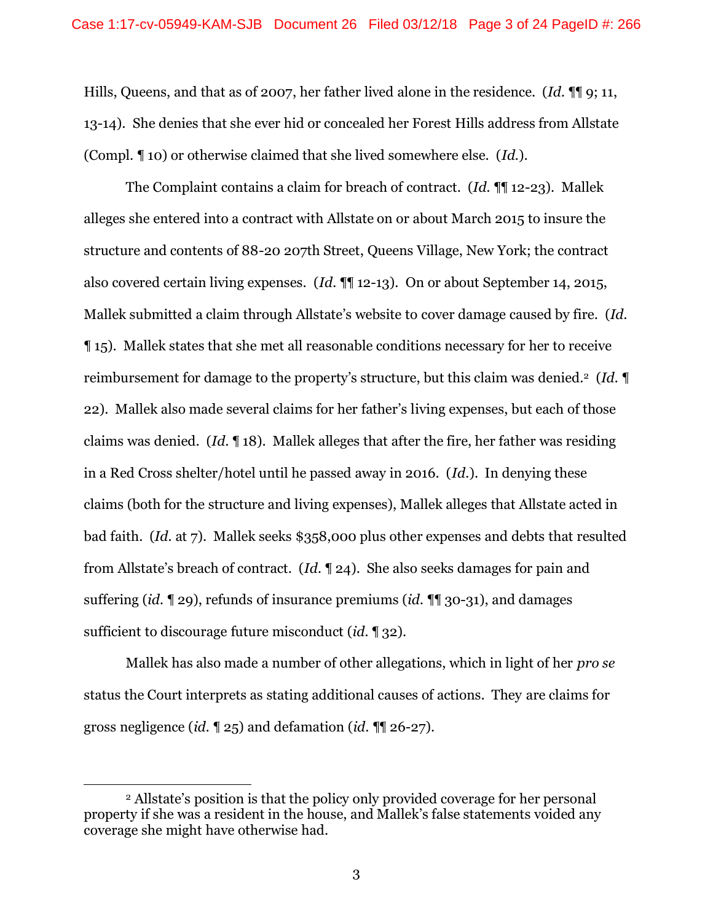Hills, Queens, and that as of 2007, her father lived alone in the residence. (*Id.* ¶¶ 9; 11, 13-14). She denies that she ever hid or concealed her Forest Hills address from Allstate (Compl. ¶ 10) or otherwise claimed that she lived somewhere else. (*Id.*).

The Complaint contains a claim for breach of contract. (*Id.* ¶¶ 12-23). Mallek alleges she entered into a contract with Allstate on or about March 2015 to insure the structure and contents of 88-20 207th Street, Queens Village, New York; the contract also covered certain living expenses. (*Id.* ¶¶ 12-13). On or about September 14, 2015, Mallek submitted a claim through Allstate's website to cover damage caused by fire. (*Id.* ¶ 15). Mallek states that she met all reasonable conditions necessary for her to receive reimbursement for damage to the property's structure, but this claim was denied.[2] (*Id.* ¶ 22). Mallek also made several claims for her father's living expenses, but each of those claims was denied. (*Id.* ¶ 18). Mallek alleges that after the fire, her father was residing in a Red Cross shelter/hotel until he passed away in 2016. (*Id.*). In denying these claims (both for the structure and living expenses), Mallek alleges that Allstate acted in bad faith. (*Id.* at 7). Mallek seeks $358,000 plus other expenses and debts that resulted from Allstate's breach of contract. (*Id.* ¶ 24). She also seeks damages for pain and suffering (*id.* ¶ 29), refunds of insurance premiums (*id.* ¶¶ 30-31), and damages sufficient to discourage future misconduct (*id.* ¶ 32).

Mallek has also made a number of other allegations, which in light of her *pro se* status the Court interprets as stating additional causes of actions. They are claims for gross negligence (*id.* ¶ 25) and defamation (*id.* ¶¶ 26-27).

[2] Allstate's position is that the policy only provided coverage for her personal property if she was a resident in the house, and Mallek's false statements voided any coverage she might have otherwise had.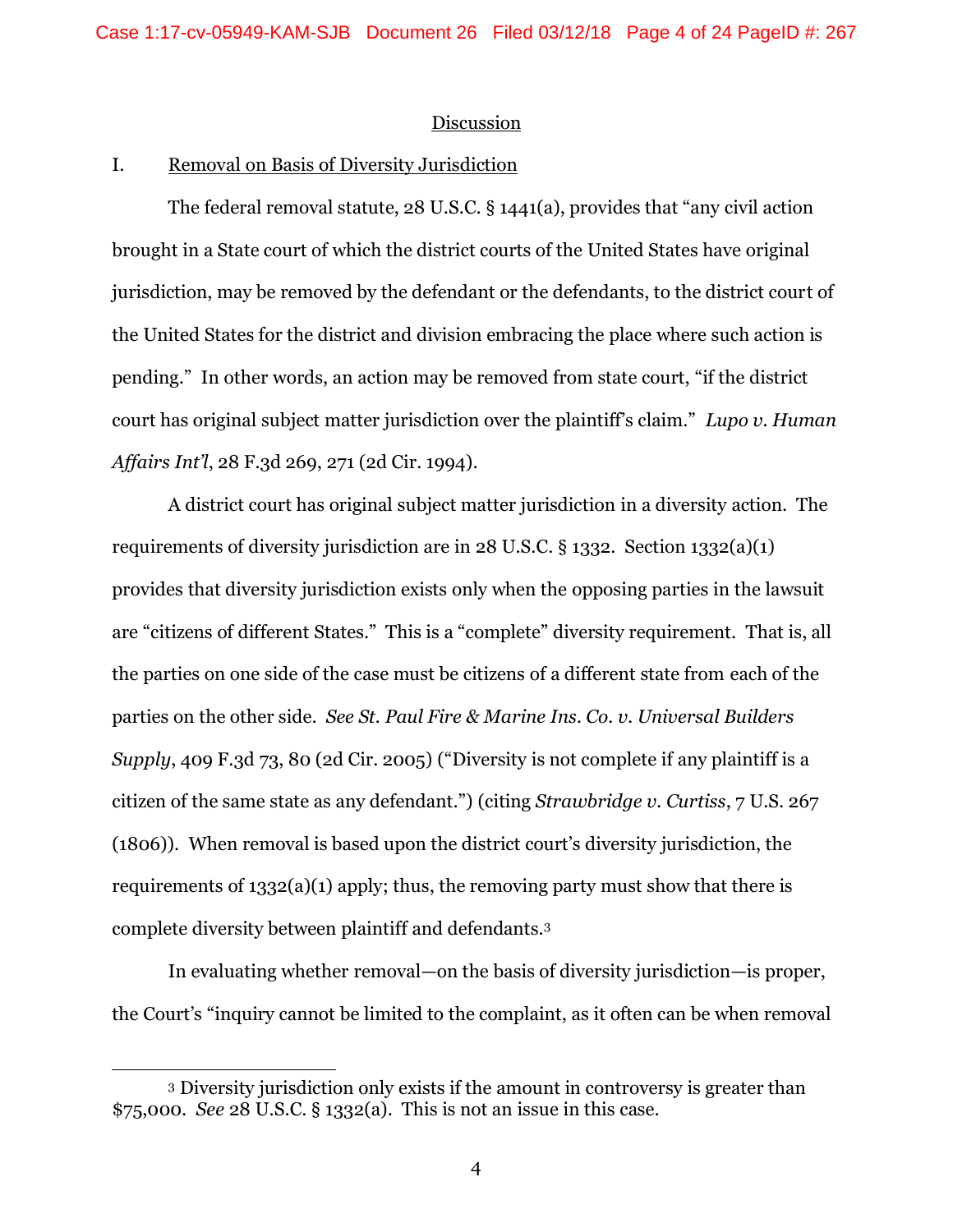## Discussion

### I. Removal on Basis of Diversity Jurisdiction

The federal removal statute, 28 U.S.C. § 1441(a), provides that "any civil action brought in a State court of which the district courts of the United States have original jurisdiction, may be removed by the defendant or the defendants, to the district court of the United States for the district and division embracing the place where such action is pending." In other words, an action may be removed from state court, "if the district court has original subject matter jurisdiction over the plaintiff's claim." *Lupo v. Human Affairs Int'l*, 28 F.3d 269, 271 (2d Cir. 1994).

A district court has original subject matter jurisdiction in a diversity action. The requirements of diversity jurisdiction are in 28 U.S.C. § 1332. Section 1332(a)(1) provides that diversity jurisdiction exists only when the opposing parties in the lawsuit are "citizens of different States." This is a "complete" diversity requirement. That is, all the parties on one side of the case must be citizens of a different state from each of the parties on the other side. *See St. Paul Fire & Marine Ins. Co. v. Universal Builders Supply*, 409 F.3d 73, 80 (2d Cir. 2005) ("Diversity is not complete if any plaintiff is a citizen of the same state as any defendant.") (citing *Strawbridge v. Curtiss*, 7 U.S. 267 (1806)). When removal is based upon the district court's diversity jurisdiction, the requirements of 1332(a)(1) apply; thus, the removing party must show that there is complete diversity between plaintiff and defendants.[3]

In evaluating whether removal—on the basis of diversity jurisdiction—is proper, the Court's "inquiry cannot be limited to the complaint, as it often can be when removal

---

[3] Diversity jurisdiction only exists if the amount in controversy is greater than $75,000. *See* 28 U.S.C. § 1332(a). This is not an issue in this case.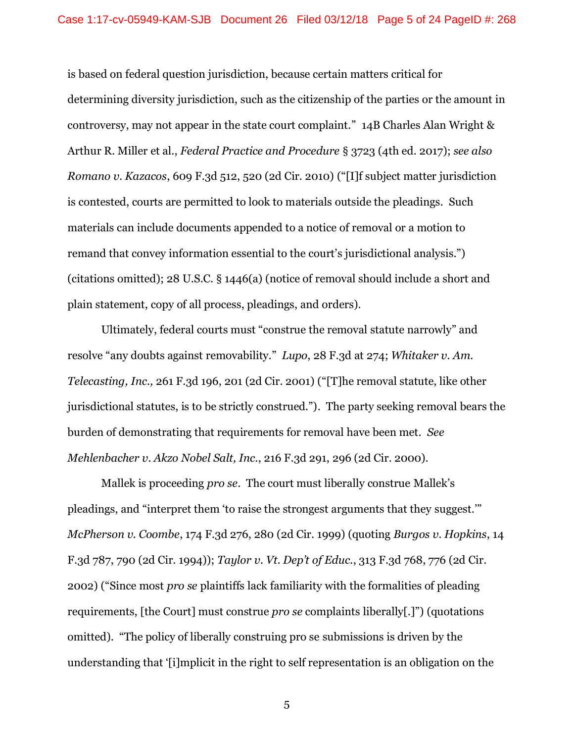is based on federal question jurisdiction, because certain matters critical for determining diversity jurisdiction, such as the citizenship of the parties or the amount in controversy, may not appear in the state court complaint." 14B Charles Alan Wright & Arthur R. Miller et al., *Federal Practice and Procedure* § 3723 (4th ed. 2017); *see also Romano v. Kazacos*, 609 F.3d 512, 520 (2d Cir. 2010) ("[I]f subject matter jurisdiction is contested, courts are permitted to look to materials outside the pleadings. Such materials can include documents appended to a notice of removal or a motion to remand that convey information essential to the court's jurisdictional analysis.") (citations omitted); 28 U.S.C. § 1446(a) (notice of removal should include a short and plain statement, copy of all process, pleadings, and orders).

Ultimately, federal courts must "construe the removal statute narrowly" and resolve "any doubts against removability." *Lupo*, 28 F.3d at 274; *Whitaker v. Am. Telecasting, Inc.,* 261 F.3d 196, 201 (2d Cir. 2001) ("[T]he removal statute, like other jurisdictional statutes, is to be strictly construed."). The party seeking removal bears the burden of demonstrating that requirements for removal have been met. *See Mehlenbacher v. Akzo Nobel Salt, Inc.*, 216 F.3d 291, 296 (2d Cir. 2000).

Mallek is proceeding *pro se*. The court must liberally construe Mallek's pleadings, and "interpret them 'to raise the strongest arguments that they suggest.'" *McPherson v. Coombe*, 174 F.3d 276, 280 (2d Cir. 1999) (quoting *Burgos v. Hopkins*, 14 F.3d 787, 790 (2d Cir. 1994)); *Taylor v. Vt. Dep't of Educ.*, 313 F.3d 768, 776 (2d Cir. 2002) ("Since most *pro se* plaintiffs lack familiarity with the formalities of pleading requirements, [the Court] must construe *pro se* complaints liberally[.]") (quotations omitted). "The policy of liberally construing pro se submissions is driven by the understanding that '[i]mplicit in the right to self representation is an obligation on the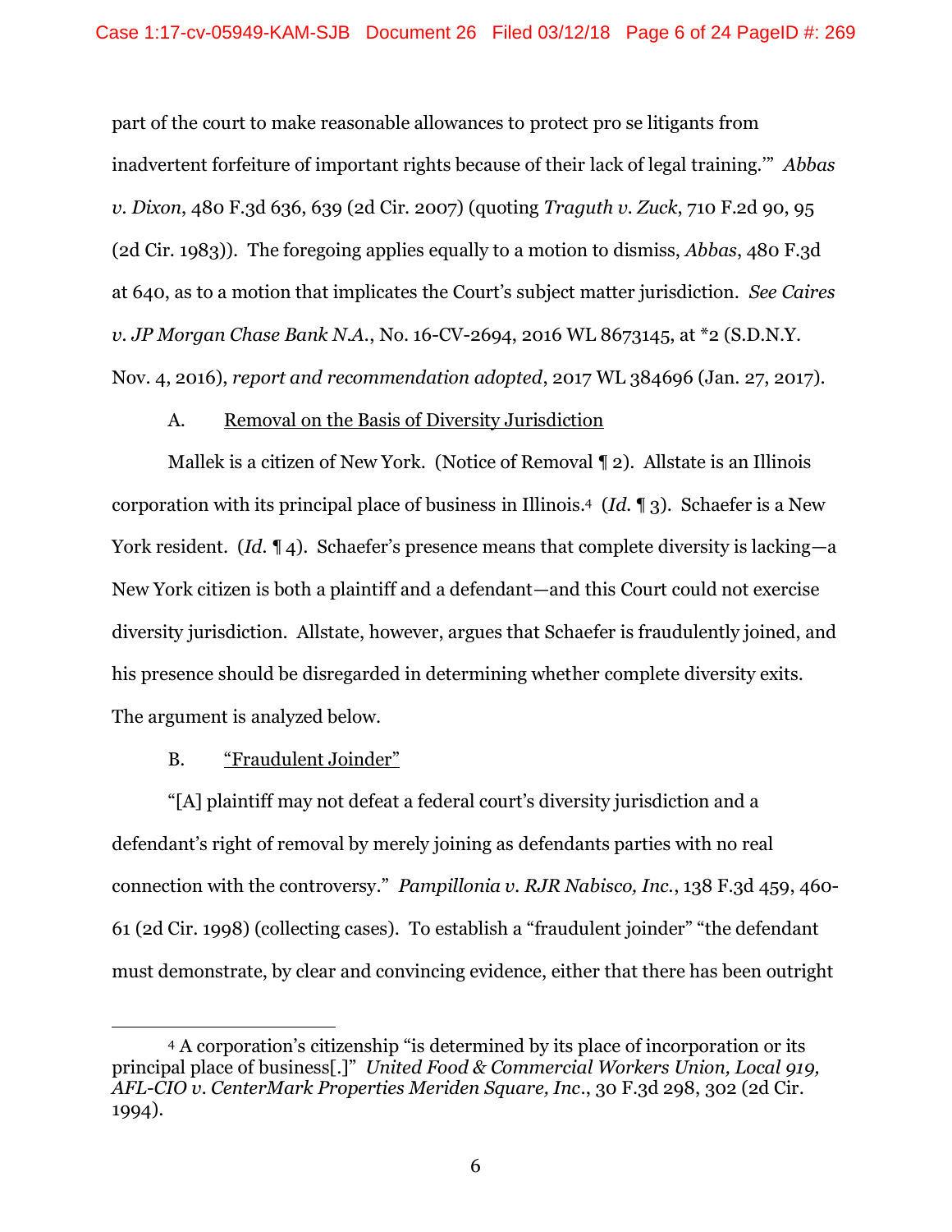part of the court to make reasonable allowances to protect pro se litigants from inadvertent forfeiture of important rights because of their lack of legal training.'" *Abbas v. Dixon*, 480 F.3d 636, 639 (2d Cir. 2007) (quoting *Traguth v. Zuck*, 710 F.2d 90, 95 (2d Cir. 1983)). The foregoing applies equally to a motion to dismiss, *Abbas*, 480 F.3d at 640, as to a motion that implicates the Court's subject matter jurisdiction. *See Caires v. JP Morgan Chase Bank N.A.*, No. 16-CV-2694, 2016 WL 8673145, at *2 (S.D.N.Y. Nov. 4, 2016), *report and recommendation adopted*, 2017 WL 384696 (Jan. 27, 2017).

A. Removal on the Basis of Diversity Jurisdiction

Mallek is a citizen of New York. (Notice of Removal ¶ 2). Allstate is an Illinois corporation with its principal place of business in Illinois.[4] (*Id.* ¶ 3). Schaefer is a New York resident. (*Id.* ¶ 4). Schaefer's presence means that complete diversity is lacking—a New York citizen is both a plaintiff and a defendant—and this Court could not exercise diversity jurisdiction. Allstate, however, argues that Schaefer is fraudulently joined, and his presence should be disregarded in determining whether complete diversity exits. The argument is analyzed below.

B. "Fraudulent Joinder"

"[A] plaintiff may not defeat a federal court's diversity jurisdiction and a defendant's right of removal by merely joining as defendants parties with no real connection with the controversy." *Pampillonia v. RJR Nabisco, Inc.*, 138 F.3d 459, 460-61 (2d Cir. 1998) (collecting cases). To establish a "fraudulent joinder" "the defendant must demonstrate, by clear and convincing evidence, either that there has been outright

---

[4] A corporation's citizenship "is determined by its place of incorporation or its principal place of business[.]" *United Food & Commercial Workers Union, Local 919, AFL-CIO v. CenterMark Properties Meriden Square, Inc.*, 30 F.3d 298, 302 (2d Cir. 1994).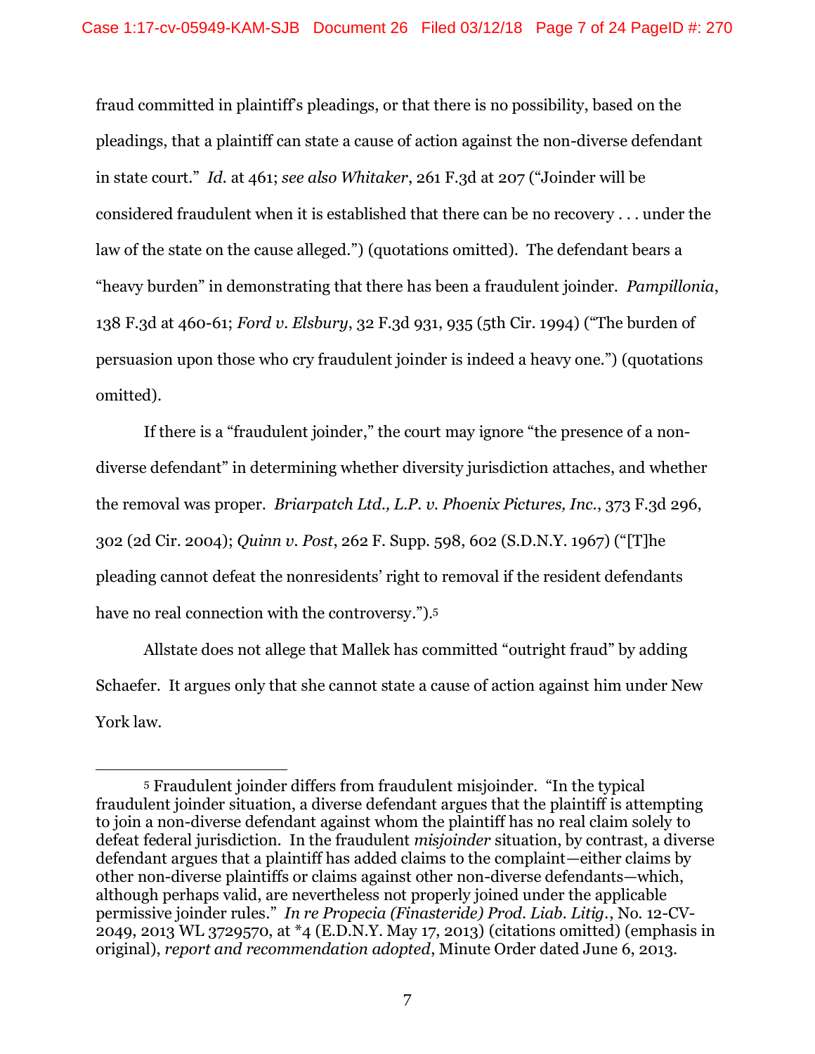fraud committed in plaintiff's pleadings, or that there is no possibility, based on the pleadings, that a plaintiff can state a cause of action against the non-diverse defendant in state court." *Id.* at 461; *see also Whitaker*, 261 F.3d at 207 ("Joinder will be considered fraudulent when it is established that there can be no recovery . . . under the law of the state on the cause alleged.") (quotations omitted). The defendant bears a "heavy burden" in demonstrating that there has been a fraudulent joinder. *Pampillonia*, 138 F.3d at 460-61; *Ford v. Elsbury*, 32 F.3d 931, 935 (5th Cir. 1994) ("The burden of persuasion upon those who cry fraudulent joinder is indeed a heavy one.") (quotations omitted).

If there is a "fraudulent joinder," the court may ignore "the presence of a non-diverse defendant" in determining whether diversity jurisdiction attaches, and whether the removal was proper. *Briarpatch Ltd., L.P. v. Phoenix Pictures, Inc.*, 373 F.3d 296, 302 (2d Cir. 2004); *Quinn v. Post*, 262 F. Supp. 598, 602 (S.D.N.Y. 1967) ("[T]he pleading cannot defeat the nonresidents' right to removal if the resident defendants have no real connection with the controversy.").[5]

Allstate does not allege that Mallek has committed "outright fraud" by adding Schaefer. It argues only that she cannot state a cause of action against him under New York law.

---

[5] Fraudulent joinder differs from fraudulent misjoinder. "In the typical fraudulent joinder situation, a diverse defendant argues that the plaintiff is attempting to join a non-diverse defendant against whom the plaintiff has no real claim solely to defeat federal jurisdiction. In the fraudulent *misjoinder* situation, by contrast, a diverse defendant argues that a plaintiff has added claims to the complaint—either claims by other non-diverse plaintiffs or claims against other non-diverse defendants—which, although perhaps valid, are nevertheless not properly joined under the applicable permissive joinder rules." *In re Propecia (Finasteride) Prod. Liab. Litig.*, No. 12-CV-2049, 2013 WL 3729570, at *4 (E.D.N.Y. May 17, 2013) (citations omitted) (emphasis in original), *report and recommendation adopted*, Minute Order dated June 6, 2013.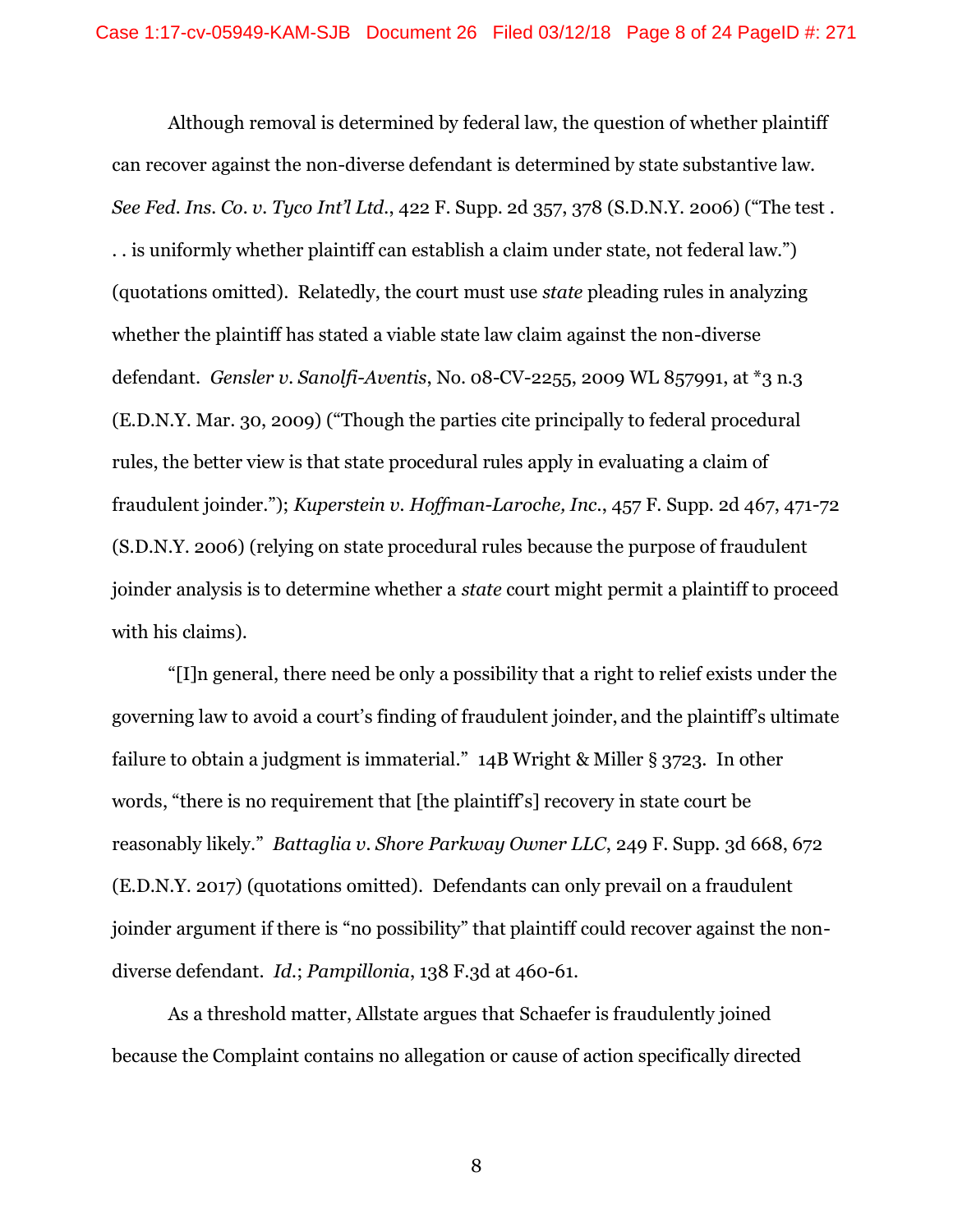Although removal is determined by federal law, the question of whether plaintiff can recover against the non-diverse defendant is determined by state substantive law. *See Fed. Ins. Co. v. Tyco Int'l Ltd.*, 422 F. Supp. 2d 357, 378 (S.D.N.Y. 2006) ("The test . . . is uniformly whether plaintiff can establish a claim under state, not federal law.") (quotations omitted). Relatedly, the court must use *state* pleading rules in analyzing whether the plaintiff has stated a viable state law claim against the non-diverse defendant. *Gensler v. Sanolfi-Aventis*, No. 08-CV-2255, 2009 WL 857991, at *3 n.3 (E.D.N.Y. Mar. 30, 2009) ("Though the parties cite principally to federal procedural rules, the better view is that state procedural rules apply in evaluating a claim of fraudulent joinder."); *Kuperstein v. Hoffman-Laroche, Inc.*, 457 F. Supp. 2d 467, 471-72 (S.D.N.Y. 2006) (relying on state procedural rules because the purpose of fraudulent joinder analysis is to determine whether a *state* court might permit a plaintiff to proceed with his claims).

"[I]n general, there need be only a possibility that a right to relief exists under the governing law to avoid a court's finding of fraudulent joinder, and the plaintiff's ultimate failure to obtain a judgment is immaterial." 14B Wright & Miller § 3723. In other words, "there is no requirement that [the plaintiff's] recovery in state court be reasonably likely." *Battaglia v. Shore Parkway Owner LLC*, 249 F. Supp. 3d 668, 672 (E.D.N.Y. 2017) (quotations omitted). Defendants can only prevail on a fraudulent joinder argument if there is "no possibility" that plaintiff could recover against the non-diverse defendant. *Id.*; *Pampillonia*, 138 F.3d at 460-61.

As a threshold matter, Allstate argues that Schaefer is fraudulently joined because the Complaint contains no allegation or cause of action specifically directed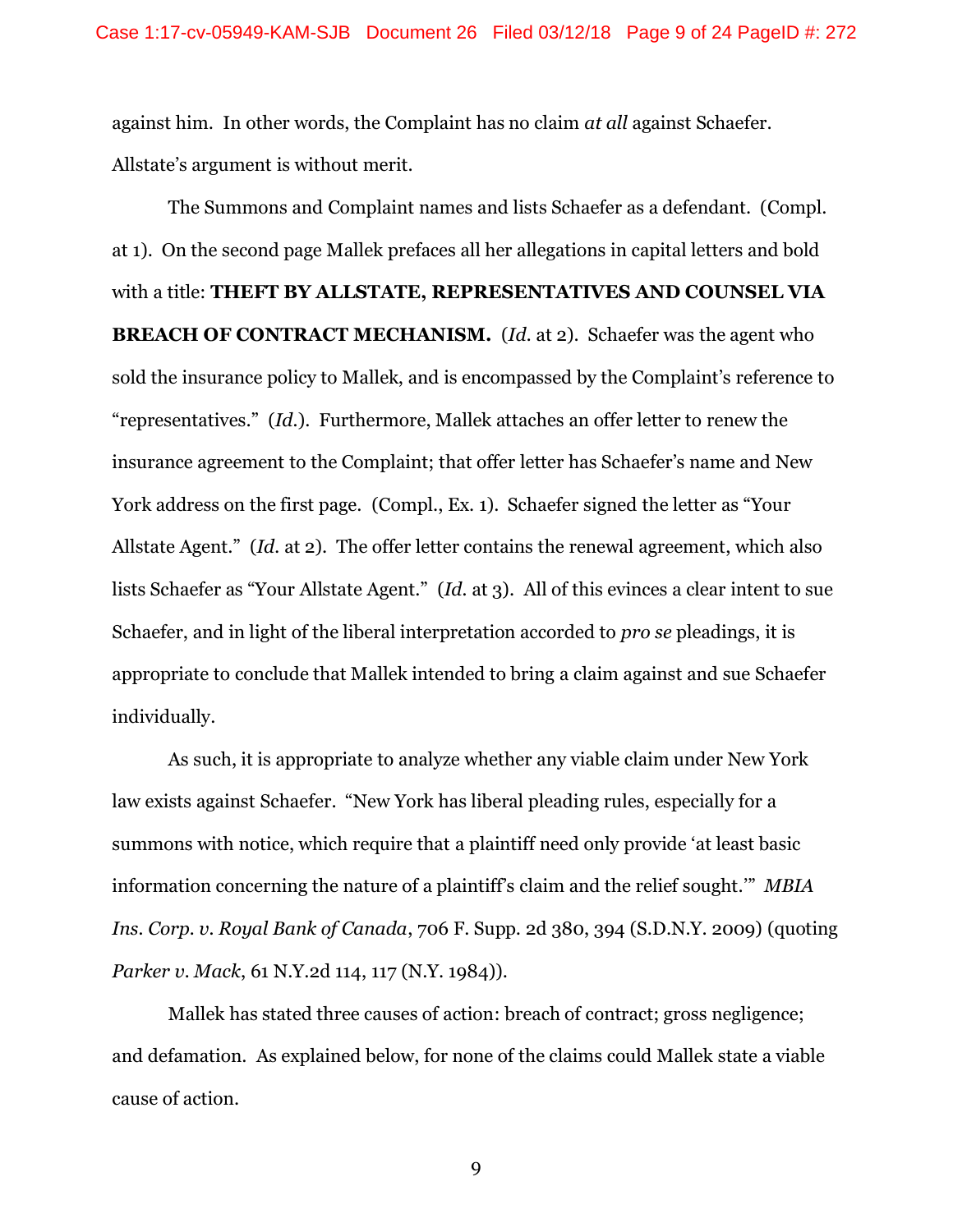against him. In other words, the Complaint has no claim *at all* against Schaefer. Allstate's argument is without merit.

The Summons and Complaint names and lists Schaefer as a defendant. (Compl. at 1). On the second page Mallek prefaces all her allegations in capital letters and bold with a title: **THEFT BY ALLSTATE, REPRESENTATIVES AND COUNSEL VIA BREACH OF CONTRACT MECHANISM.** (*Id.* at 2). Schaefer was the agent who sold the insurance policy to Mallek, and is encompassed by the Complaint's reference to "representatives." (*Id.*). Furthermore, Mallek attaches an offer letter to renew the insurance agreement to the Complaint; that offer letter has Schaefer's name and New York address on the first page. (Compl., Ex. 1). Schaefer signed the letter as "Your Allstate Agent." (*Id.* at 2). The offer letter contains the renewal agreement, which also lists Schaefer as "Your Allstate Agent." (*Id.* at 3). All of this evinces a clear intent to sue Schaefer, and in light of the liberal interpretation accorded to *pro se* pleadings, it is appropriate to conclude that Mallek intended to bring a claim against and sue Schaefer individually.

As such, it is appropriate to analyze whether any viable claim under New York law exists against Schaefer. "New York has liberal pleading rules, especially for a summons with notice, which require that a plaintiff need only provide 'at least basic information concerning the nature of a plaintiff's claim and the relief sought.'" *MBIA Ins. Corp. v. Royal Bank of Canada*, 706 F. Supp. 2d 380, 394 (S.D.N.Y. 2009) (quoting *Parker v. Mack*, 61 N.Y.2d 114, 117 (N.Y. 1984)).

Mallek has stated three causes of action: breach of contract; gross negligence; and defamation. As explained below, for none of the claims could Mallek state a viable cause of action.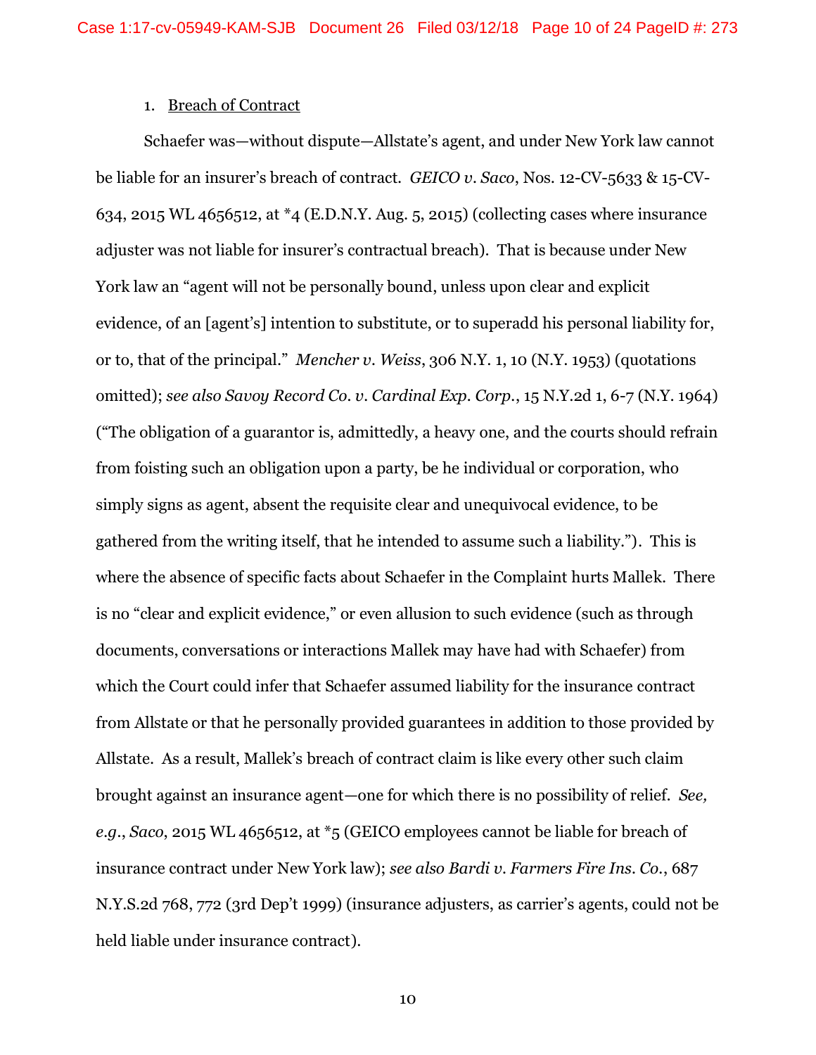1. <u>Breach of Contract</u>

Schaefer was—without dispute—Allstate's agent, and under New York law cannot be liable for an insurer's breach of contract. *GEICO v. Saco*, Nos. 12-CV-5633 & 15-CV-634, 2015 WL 4656512, at *4 (E.D.N.Y. Aug. 5, 2015) (collecting cases where insurance adjuster was not liable for insurer's contractual breach). That is because under New York law an "agent will not be personally bound, unless upon clear and explicit evidence, of an [agent's] intention to substitute, or to superadd his personal liability for, or to, that of the principal." *Mencher v. Weiss*, 306 N.Y. 1, 10 (N.Y. 1953) (quotations omitted); *see also Savoy Record Co. v. Cardinal Exp. Corp.*, 15 N.Y.2d 1, 6-7 (N.Y. 1964) ("The obligation of a guarantor is, admittedly, a heavy one, and the courts should refrain from foisting such an obligation upon a party, be he individual or corporation, who simply signs as agent, absent the requisite clear and unequivocal evidence, to be gathered from the writing itself, that he intended to assume such a liability."). This is where the absence of specific facts about Schaefer in the Complaint hurts Mallek. There is no "clear and explicit evidence," or even allusion to such evidence (such as through documents, conversations or interactions Mallek may have had with Schaefer) from which the Court could infer that Schaefer assumed liability for the insurance contract from Allstate or that he personally provided guarantees in addition to those provided by Allstate. As a result, Mallek's breach of contract claim is like every other such claim brought against an insurance agent—one for which there is no possibility of relief. *See, e.g.*, *Saco*, 2015 WL 4656512, at *5 (GEICO employees cannot be liable for breach of insurance contract under New York law); *see also Bardi v. Farmers Fire Ins. Co.*, 687 N.Y.S.2d 768, 772 (3rd Dep't 1999) (insurance adjusters, as carrier's agents, could not be held liable under insurance contract).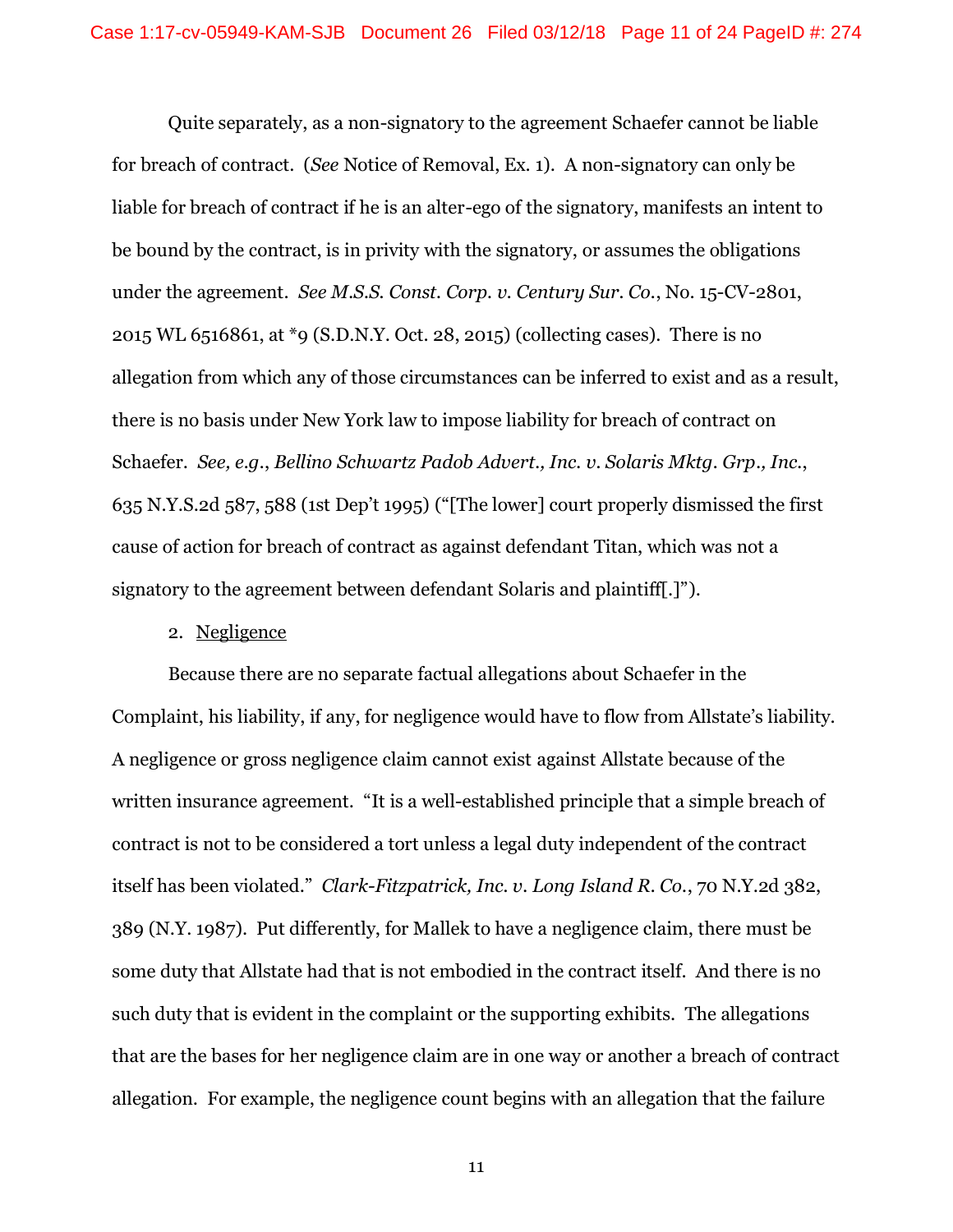Quite separately, as a non-signatory to the agreement Schaefer cannot be liable for breach of contract. (*See* Notice of Removal, Ex. 1). A non-signatory can only be liable for breach of contract if he is an alter-ego of the signatory, manifests an intent to be bound by the contract, is in privity with the signatory, or assumes the obligations under the agreement. *See M.S.S. Const. Corp. v. Century Sur. Co.*, No. 15-CV-2801, 2015 WL 6516861, at *9 (S.D.N.Y. Oct. 28, 2015) (collecting cases). There is no allegation from which any of those circumstances can be inferred to exist and as a result, there is no basis under New York law to impose liability for breach of contract on Schaefer. *See, e.g.*, *Bellino Schwartz Padob Advert., Inc. v. Solaris Mktg. Grp., Inc.*, 635 N.Y.S.2d 587, 588 (1st Dep't 1995) ("[The lower] court properly dismissed the first cause of action for breach of contract as against defendant Titan, which was not a signatory to the agreement between defendant Solaris and plaintiff[.]").

2. <u>Negligence</u>

Because there are no separate factual allegations about Schaefer in the Complaint, his liability, if any, for negligence would have to flow from Allstate's liability. A negligence or gross negligence claim cannot exist against Allstate because of the written insurance agreement. "It is a well-established principle that a simple breach of contract is not to be considered a tort unless a legal duty independent of the contract itself has been violated." *Clark-Fitzpatrick, Inc. v. Long Island R. Co.*, 70 N.Y.2d 382, 389 (N.Y. 1987). Put differently, for Mallek to have a negligence claim, there must be some duty that Allstate had that is not embodied in the contract itself. And there is no such duty that is evident in the complaint or the supporting exhibits. The allegations that are the bases for her negligence claim are in one way or another a breach of contract allegation. For example, the negligence count begins with an allegation that the failure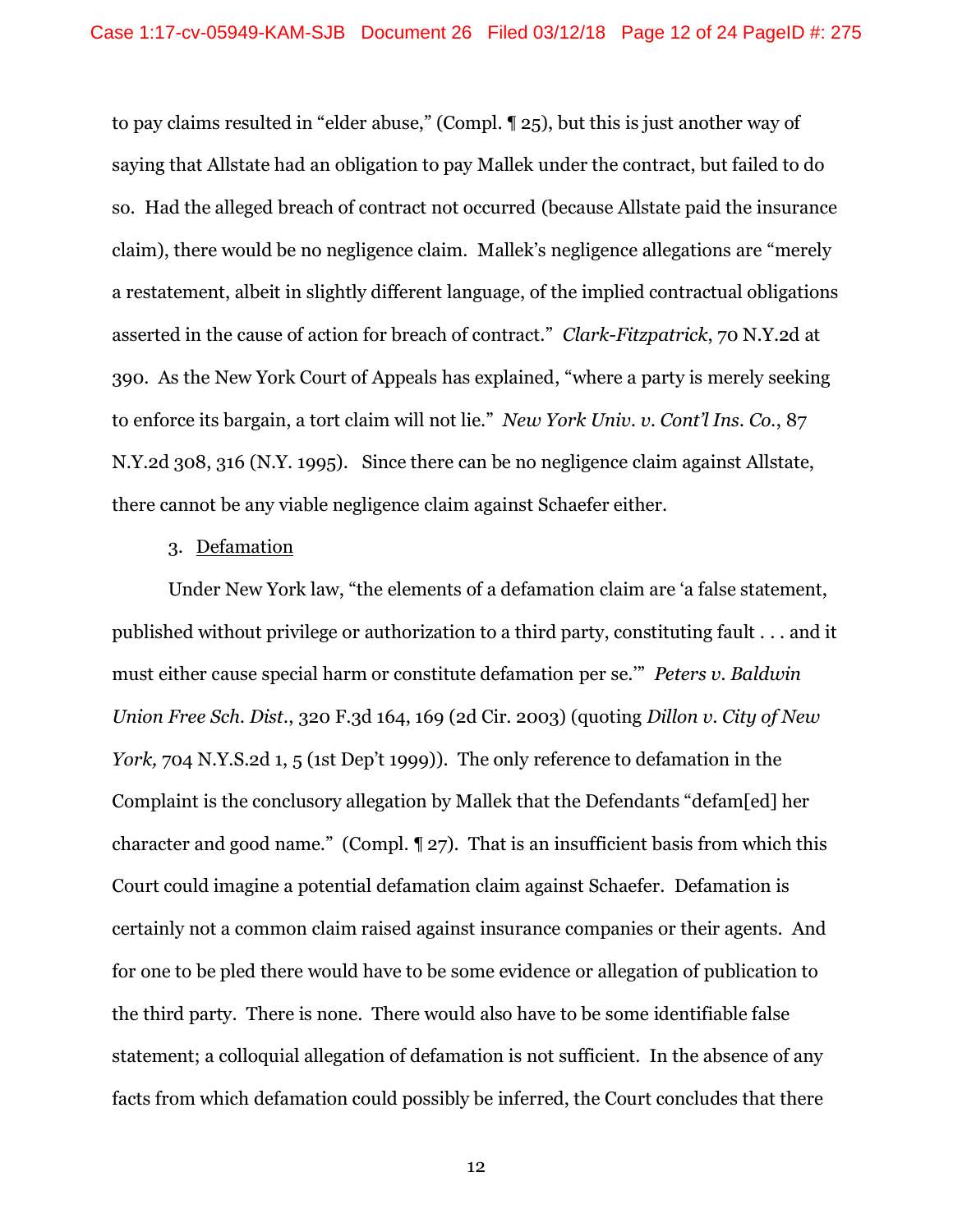to pay claims resulted in "elder abuse," (Compl. ¶ 25), but this is just another way of saying that Allstate had an obligation to pay Mallek under the contract, but failed to do so. Had the alleged breach of contract not occurred (because Allstate paid the insurance claim), there would be no negligence claim. Mallek's negligence allegations are "merely a restatement, albeit in slightly different language, of the implied contractual obligations asserted in the cause of action for breach of contract." *Clark-Fitzpatrick*, 70 N.Y.2d at 390. As the New York Court of Appeals has explained, "where a party is merely seeking to enforce its bargain, a tort claim will not lie." *New York Univ. v. Cont'l Ins. Co.*, 87 N.Y.2d 308, 316 (N.Y. 1995). Since there can be no negligence claim against Allstate, there cannot be any viable negligence claim against Schaefer either.

3. <u>Defamation</u>

Under New York law, "the elements of a defamation claim are 'a false statement, published without privilege or authorization to a third party, constituting fault . . . and it must either cause special harm or constitute defamation per se.'" *Peters v. Baldwin Union Free Sch. Dist.*, 320 F.3d 164, 169 (2d Cir. 2003) (quoting *Dillon v. City of New York,* 704 N.Y.S.2d 1, 5 (1st Dep't 1999)). The only reference to defamation in the Complaint is the conclusory allegation by Mallek that the Defendants "defam[ed] her character and good name." (Compl. ¶ 27). That is an insufficient basis from which this Court could imagine a potential defamation claim against Schaefer. Defamation is certainly not a common claim raised against insurance companies or their agents. And for one to be pled there would have to be some evidence or allegation of publication to the third party. There is none. There would also have to be some identifiable false statement; a colloquial allegation of defamation is not sufficient. In the absence of any facts from which defamation could possibly be inferred, the Court concludes that there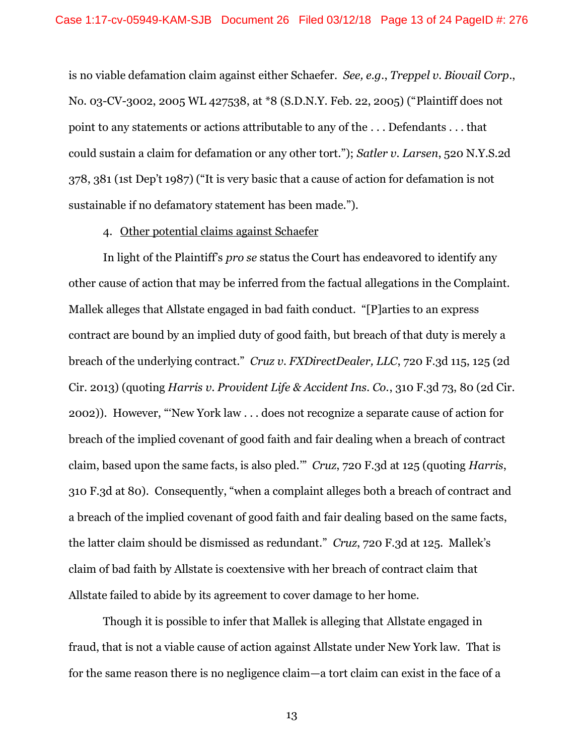is no viable defamation claim against either Schaefer. *See, e.g.*, *Treppel v. Biovail Corp.*, No. 03-CV-3002, 2005 WL 427538, at *8 (S.D.N.Y. Feb. 22, 2005) ("Plaintiff does not point to any statements or actions attributable to any of the . . . Defendants . . . that could sustain a claim for defamation or any other tort."); *Satler v. Larsen*, 520 N.Y.S.2d 378, 381 (1st Dep't 1987) ("It is very basic that a cause of action for defamation is not sustainable if no defamatory statement has been made.").

4. Other potential claims against Schaefer

In light of the Plaintiff's *pro se* status the Court has endeavored to identify any other cause of action that may be inferred from the factual allegations in the Complaint. Mallek alleges that Allstate engaged in bad faith conduct. "[P]arties to an express contract are bound by an implied duty of good faith, but breach of that duty is merely a breach of the underlying contract." *Cruz v. FXDirectDealer, LLC*, 720 F.3d 115, 125 (2d Cir. 2013) (quoting *Harris v. Provident Life & Accident Ins. Co.*, 310 F.3d 73, 80 (2d Cir. 2002)). However, "'New York law . . . does not recognize a separate cause of action for breach of the implied covenant of good faith and fair dealing when a breach of contract claim, based upon the same facts, is also pled.'" *Cruz*, 720 F.3d at 125 (quoting *Harris*, 310 F.3d at 80). Consequently, "when a complaint alleges both a breach of contract and a breach of the implied covenant of good faith and fair dealing based on the same facts, the latter claim should be dismissed as redundant." *Cruz*, 720 F.3d at 125. Mallek's claim of bad faith by Allstate is coextensive with her breach of contract claim that Allstate failed to abide by its agreement to cover damage to her home.

Though it is possible to infer that Mallek is alleging that Allstate engaged in fraud, that is not a viable cause of action against Allstate under New York law. That is for the same reason there is no negligence claim—a tort claim can exist in the face of a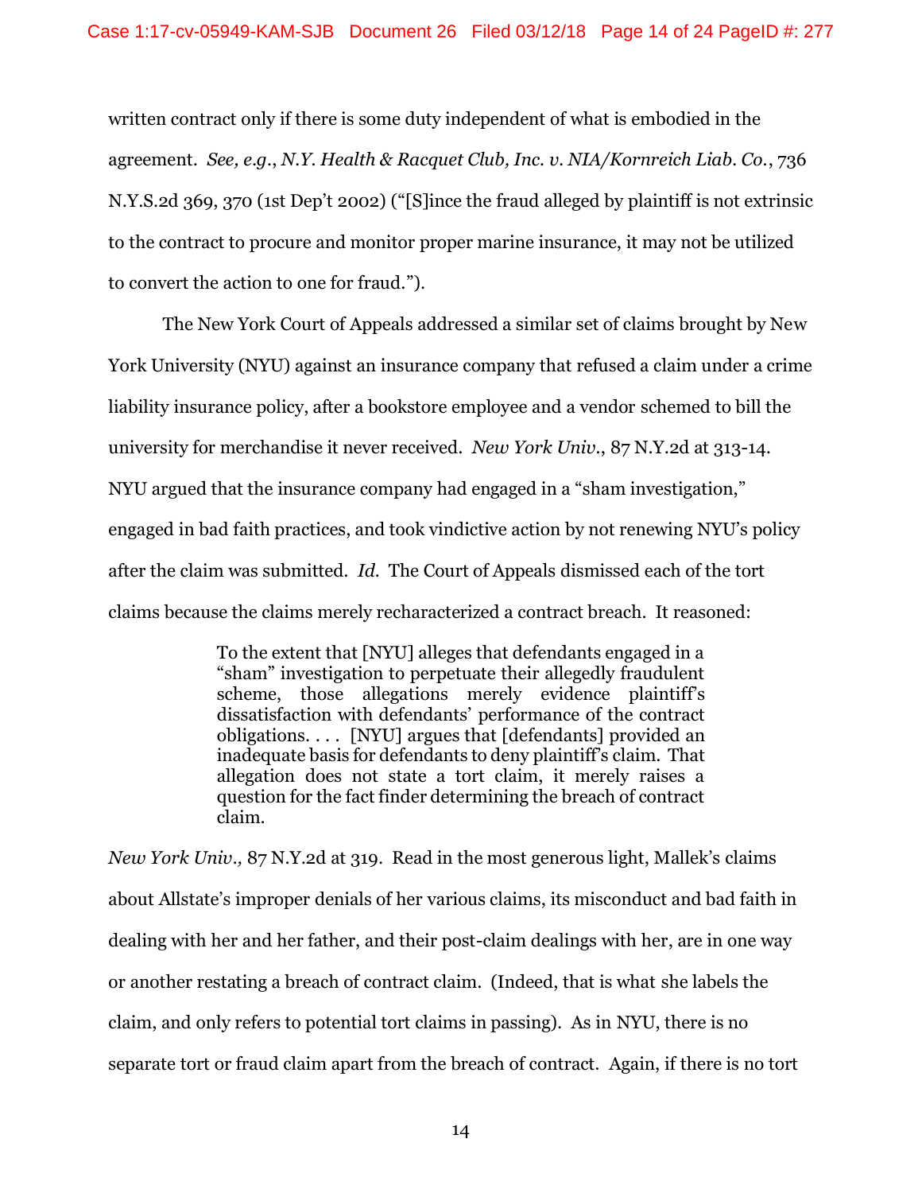written contract only if there is some duty independent of what is embodied in the agreement. *See, e.g.*, *N.Y. Health & Racquet Club, Inc. v. NIA/Kornreich Liab. Co.*, 736 N.Y.S.2d 369, 370 (1st Dep't 2002) ("[S]ince the fraud alleged by plaintiff is not extrinsic to the contract to procure and monitor proper marine insurance, it may not be utilized to convert the action to one for fraud.").

The New York Court of Appeals addressed a similar set of claims brought by New York University (NYU) against an insurance company that refused a claim under a crime liability insurance policy, after a bookstore employee and a vendor schemed to bill the university for merchandise it never received. *New York Univ.*, 87 N.Y.2d at 313-14. NYU argued that the insurance company had engaged in a "sham investigation," engaged in bad faith practices, and took vindictive action by not renewing NYU's policy after the claim was submitted. *Id.* The Court of Appeals dismissed each of the tort claims because the claims merely recharacterized a contract breach. It reasoned:

> To the extent that [NYU] alleges that defendants engaged in a "sham" investigation to perpetuate their allegedly fraudulent scheme, those allegations merely evidence plaintiff's dissatisfaction with defendants' performance of the contract obligations. . . . [NYU] argues that [defendants] provided an inadequate basis for defendants to deny plaintiff's claim. That allegation does not state a tort claim, it merely raises a question for the fact finder determining the breach of contract claim.

*New York Univ.,* 87 N.Y.2d at 319. Read in the most generous light, Mallek's claims about Allstate's improper denials of her various claims, its misconduct and bad faith in dealing with her and her father, and their post-claim dealings with her, are in one way or another restating a breach of contract claim. (Indeed, that is what she labels the claim, and only refers to potential tort claims in passing). As in NYU, there is no separate tort or fraud claim apart from the breach of contract. Again, if there is no tort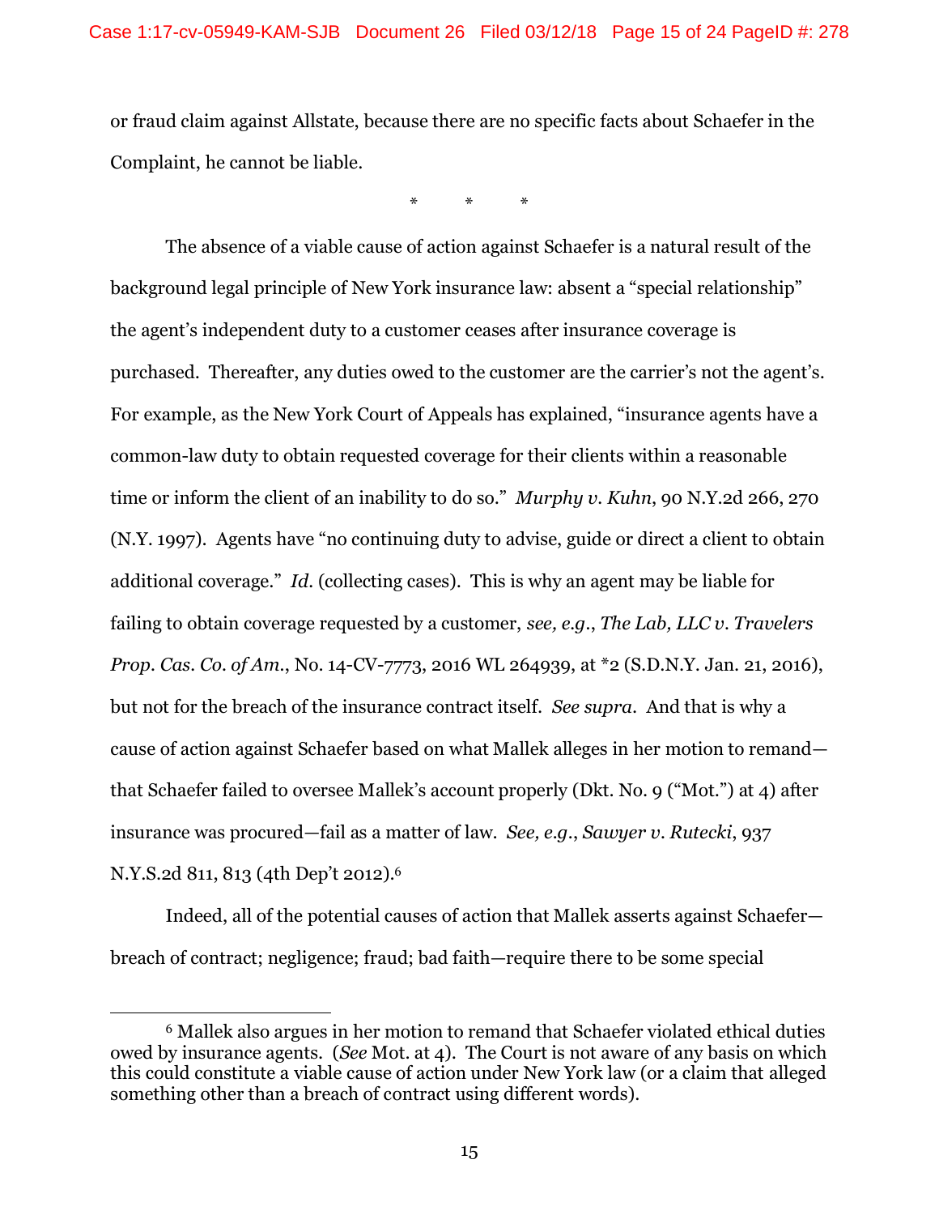or fraud claim against Allstate, because there are no specific facts about Schaefer in the Complaint, he cannot be liable.

\*  \*  \*

The absence of a viable cause of action against Schaefer is a natural result of the background legal principle of New York insurance law: absent a "special relationship" the agent's independent duty to a customer ceases after insurance coverage is purchased. Thereafter, any duties owed to the customer are the carrier's not the agent's. For example, as the New York Court of Appeals has explained, "insurance agents have a common-law duty to obtain requested coverage for their clients within a reasonable time or inform the client of an inability to do so." *Murphy v. Kuhn*, 90 N.Y.2d 266, 270 (N.Y. 1997). Agents have "no continuing duty to advise, guide or direct a client to obtain additional coverage." *Id.* (collecting cases). This is why an agent may be liable for failing to obtain coverage requested by a customer, *see, e.g.*, *The Lab, LLC v. Travelers Prop. Cas. Co. of Am.*, No. 14-CV-7773, 2016 WL 264939, at \*2 (S.D.N.Y. Jan. 21, 2016), but not for the breach of the insurance contract itself. *See supra*. And that is why a cause of action against Schaefer based on what Mallek alleges in her motion to remand—that Schaefer failed to oversee Mallek's account properly (Dkt. No. 9 ("Mot.") at 4) after insurance was procured—fail as a matter of law. *See, e.g.*, *Sawyer v. Rutecki*, 937 N.Y.S.2d 811, 813 (4th Dep't 2012).[6]

Indeed, all of the potential causes of action that Mallek asserts against Schaefer—breach of contract; negligence; fraud; bad faith—require there to be some special

---

[6] Mallek also argues in her motion to remand that Schaefer violated ethical duties owed by insurance agents. (*See* Mot. at 4). The Court is not aware of any basis on which this could constitute a viable cause of action under New York law (or a claim that alleged something other than a breach of contract using different words).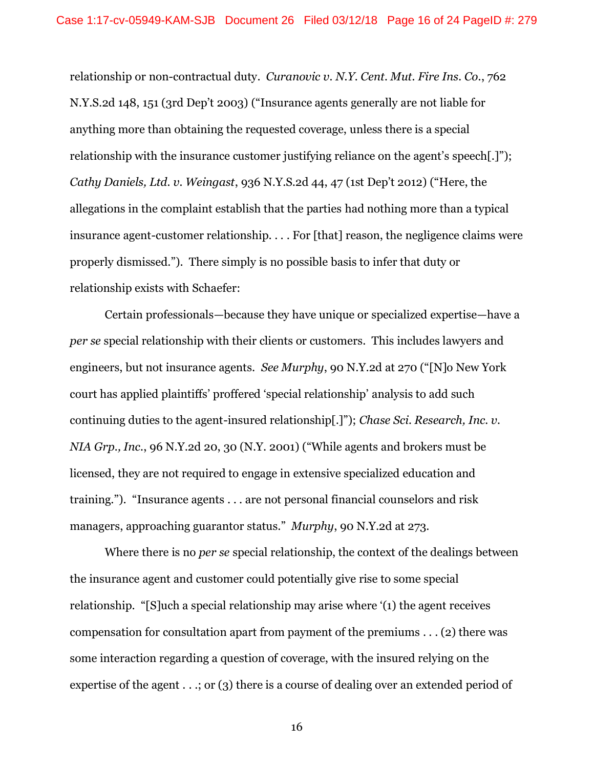relationship or non-contractual duty. *Curanovic v. N.Y. Cent. Mut. Fire Ins. Co.*, 762 N.Y.S.2d 148, 151 (3rd Dep't 2003) ("Insurance agents generally are not liable for anything more than obtaining the requested coverage, unless there is a special relationship with the insurance customer justifying reliance on the agent's speech[.]"); *Cathy Daniels, Ltd. v. Weingast*, 936 N.Y.S.2d 44, 47 (1st Dep't 2012) ("Here, the allegations in the complaint establish that the parties had nothing more than a typical insurance agent-customer relationship. . . . For [that] reason, the negligence claims were properly dismissed."). There simply is no possible basis to infer that duty or relationship exists with Schaefer:

Certain professionals—because they have unique or specialized expertise—have a *per se* special relationship with their clients or customers. This includes lawyers and engineers, but not insurance agents. *See Murphy*, 90 N.Y.2d at 270 ("[N]o New York court has applied plaintiffs' proffered 'special relationship' analysis to add such continuing duties to the agent-insured relationship[.]"); *Chase Sci. Research, Inc. v. NIA Grp., Inc.*, 96 N.Y.2d 20, 30 (N.Y. 2001) ("While agents and brokers must be licensed, they are not required to engage in extensive specialized education and training."). "Insurance agents . . . are not personal financial counselors and risk managers, approaching guarantor status." *Murphy*, 90 N.Y.2d at 273.

Where there is no *per se* special relationship, the context of the dealings between the insurance agent and customer could potentially give rise to some special relationship. "[S]uch a special relationship may arise where '(1) the agent receives compensation for consultation apart from payment of the premiums . . . (2) there was some interaction regarding a question of coverage, with the insured relying on the expertise of the agent . . .; or (3) there is a course of dealing over an extended period of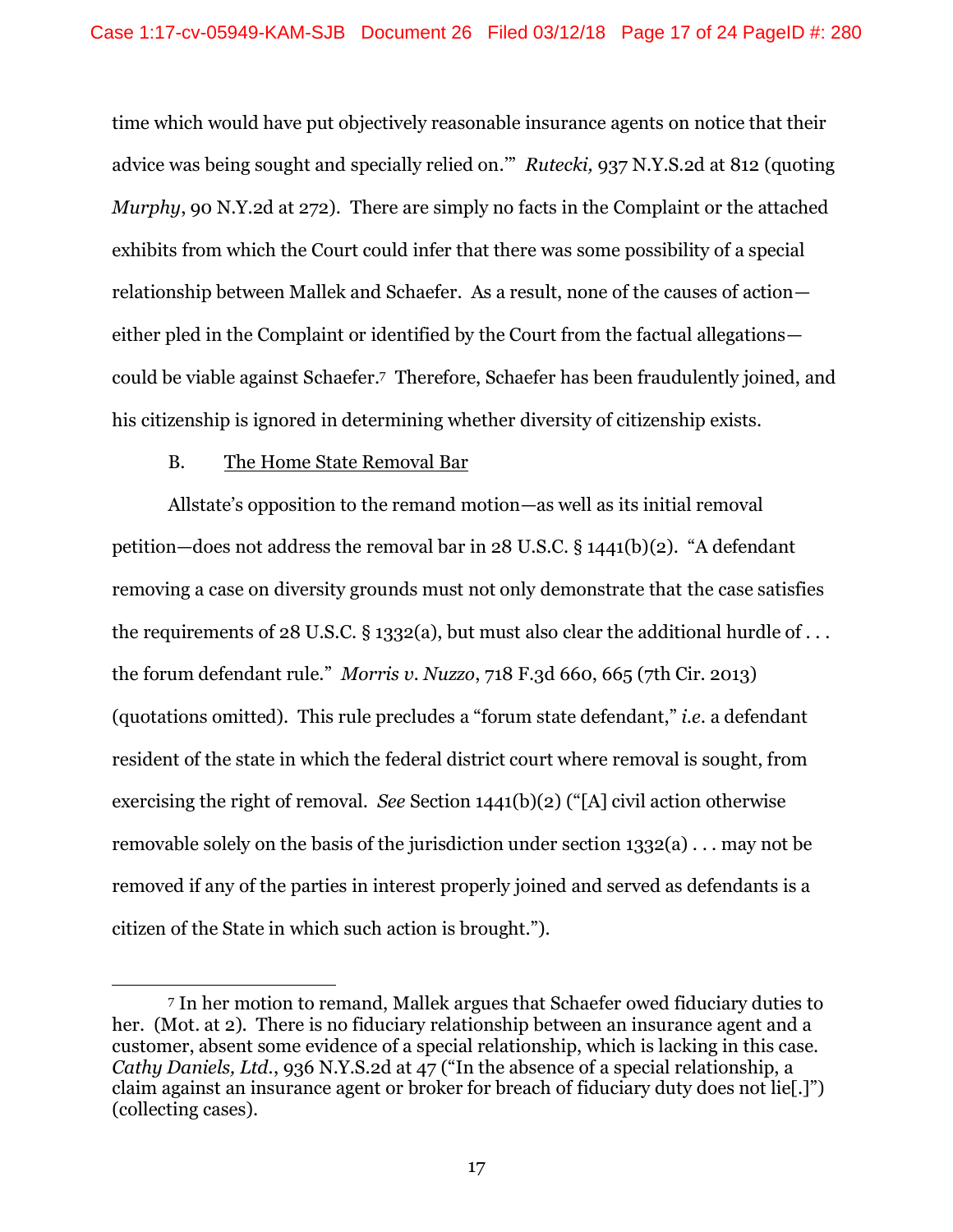time which would have put objectively reasonable insurance agents on notice that their advice was being sought and specially relied on.'" *Rutecki,* 937 N.Y.S.2d at 812 (quoting *Murphy*, 90 N.Y.2d at 272). There are simply no facts in the Complaint or the attached exhibits from which the Court could infer that there was some possibility of a special relationship between Mallek and Schaefer. As a result, none of the causes of action—either pled in the Complaint or identified by the Court from the factual allegations—could be viable against Schaefer.[7] Therefore, Schaefer has been fraudulently joined, and his citizenship is ignored in determining whether diversity of citizenship exists.

B. The Home State Removal Bar

Allstate's opposition to the remand motion—as well as its initial removal petition—does not address the removal bar in 28 U.S.C. § 1441(b)(2). "A defendant removing a case on diversity grounds must not only demonstrate that the case satisfies the requirements of 28 U.S.C. § 1332(a), but must also clear the additional hurdle of . . . the forum defendant rule." *Morris v. Nuzzo*, 718 F.3d 660, 665 (7th Cir. 2013) (quotations omitted). This rule precludes a "forum state defendant," *i.e.* a defendant resident of the state in which the federal district court where removal is sought, from exercising the right of removal. *See* Section 1441(b)(2) ("[A] civil action otherwise removable solely on the basis of the jurisdiction under section 1332(a) . . . may not be removed if any of the parties in interest properly joined and served as defendants is a citizen of the State in which such action is brought.").

---

[7] In her motion to remand, Mallek argues that Schaefer owed fiduciary duties to her. (Mot. at 2). There is no fiduciary relationship between an insurance agent and a customer, absent some evidence of a special relationship, which is lacking in this case. *Cathy Daniels, Ltd.*, 936 N.Y.S.2d at 47 ("In the absence of a special relationship, a claim against an insurance agent or broker for breach of fiduciary duty does not lie[.]") (collecting cases).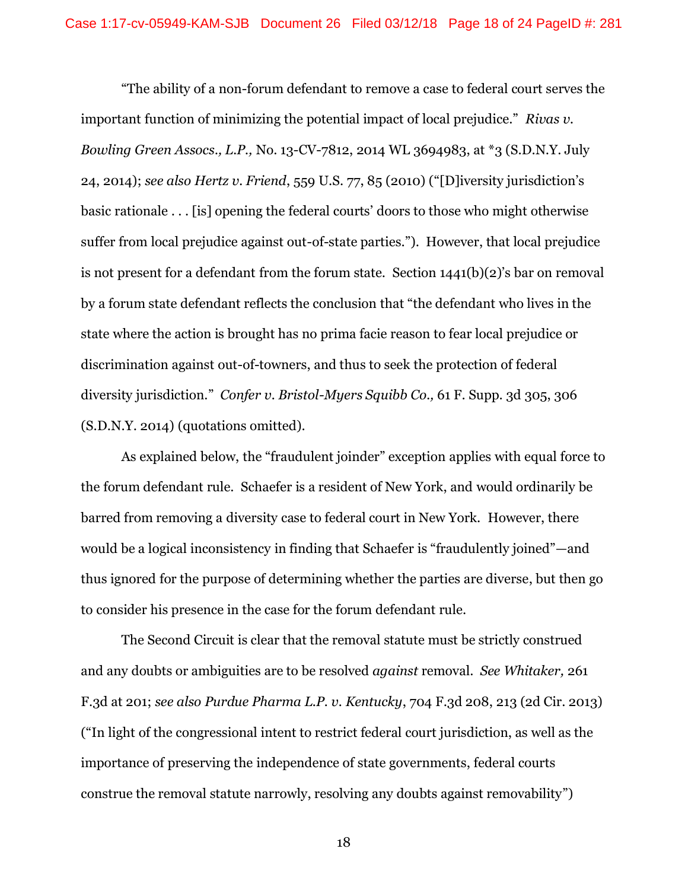"The ability of a non-forum defendant to remove a case to federal court serves the important function of minimizing the potential impact of local prejudice." *Rivas v. Bowling Green Assocs., L.P.,* No. 13-CV-7812, 2014 WL 3694983, at *3 (S.D.N.Y. July 24, 2014); *see also Hertz v. Friend*, 559 U.S. 77, 85 (2010) ("[D]iversity jurisdiction's basic rationale . . . [is] opening the federal courts' doors to those who might otherwise suffer from local prejudice against out-of-state parties."). However, that local prejudice is not present for a defendant from the forum state. Section 1441(b)(2)'s bar on removal by a forum state defendant reflects the conclusion that "the defendant who lives in the state where the action is brought has no prima facie reason to fear local prejudice or discrimination against out-of-towners, and thus to seek the protection of federal diversity jurisdiction." *Confer v. Bristol-Myers Squibb Co.,* 61 F. Supp. 3d 305, 306 (S.D.N.Y. 2014) (quotations omitted).

As explained below, the "fraudulent joinder" exception applies with equal force to the forum defendant rule. Schaefer is a resident of New York, and would ordinarily be barred from removing a diversity case to federal court in New York. However, there would be a logical inconsistency in finding that Schaefer is "fraudulently joined"—and thus ignored for the purpose of determining whether the parties are diverse, but then go to consider his presence in the case for the forum defendant rule.

The Second Circuit is clear that the removal statute must be strictly construed and any doubts or ambiguities are to be resolved *against* removal. *See Whitaker,* 261 F.3d at 201; *see also Purdue Pharma L.P. v. Kentucky*, 704 F.3d 208, 213 (2d Cir. 2013) ("In light of the congressional intent to restrict federal court jurisdiction, as well as the importance of preserving the independence of state governments, federal courts construe the removal statute narrowly, resolving any doubts against removability")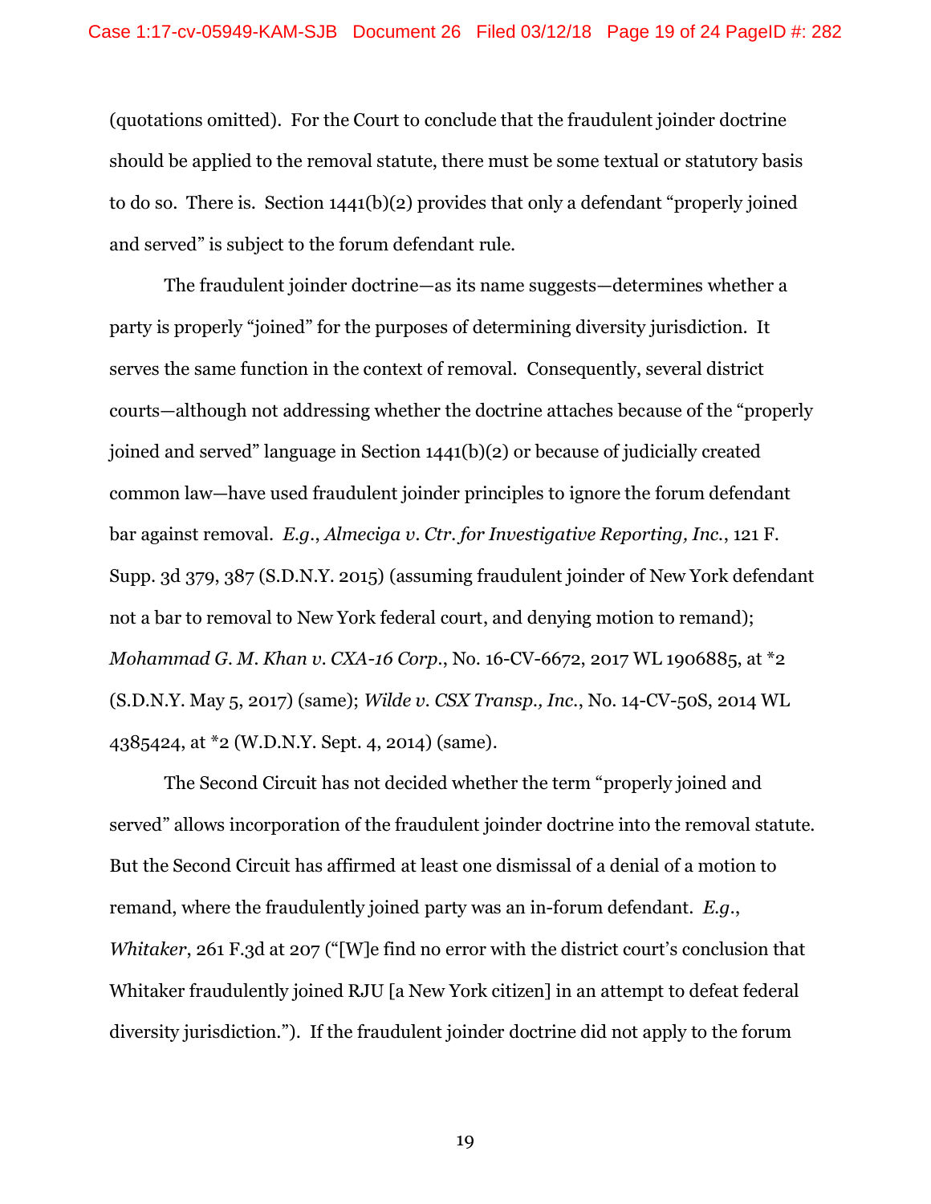(quotations omitted). For the Court to conclude that the fraudulent joinder doctrine should be applied to the removal statute, there must be some textual or statutory basis to do so. There is. Section 1441(b)(2) provides that only a defendant "properly joined and served" is subject to the forum defendant rule.

The fraudulent joinder doctrine—as its name suggests—determines whether a party is properly "joined" for the purposes of determining diversity jurisdiction. It serves the same function in the context of removal. Consequently, several district courts—although not addressing whether the doctrine attaches because of the "properly joined and served" language in Section 1441(b)(2) or because of judicially created common law—have used fraudulent joinder principles to ignore the forum defendant bar against removal. *E.g.*, *Almeciga v. Ctr. for Investigative Reporting, Inc.*, 121 F. Supp. 3d 379, 387 (S.D.N.Y. 2015) (assuming fraudulent joinder of New York defendant not a bar to removal to New York federal court, and denying motion to remand); *Mohammad G. M. Khan v. CXA-16 Corp.*, No. 16-CV-6672, 2017 WL 1906885, at *2 (S.D.N.Y. May 5, 2017) (same); *Wilde v. CSX Transp., Inc.*, No. 14-CV-50S, 2014 WL 4385424, at *2 (W.D.N.Y. Sept. 4, 2014) (same).

The Second Circuit has not decided whether the term "properly joined and served" allows incorporation of the fraudulent joinder doctrine into the removal statute. But the Second Circuit has affirmed at least one dismissal of a denial of a motion to remand, where the fraudulently joined party was an in-forum defendant. *E.g.*, *Whitaker*, 261 F.3d at 207 ("[W]e find no error with the district court's conclusion that Whitaker fraudulently joined RJU [a New York citizen] in an attempt to defeat federal diversity jurisdiction."). If the fraudulent joinder doctrine did not apply to the forum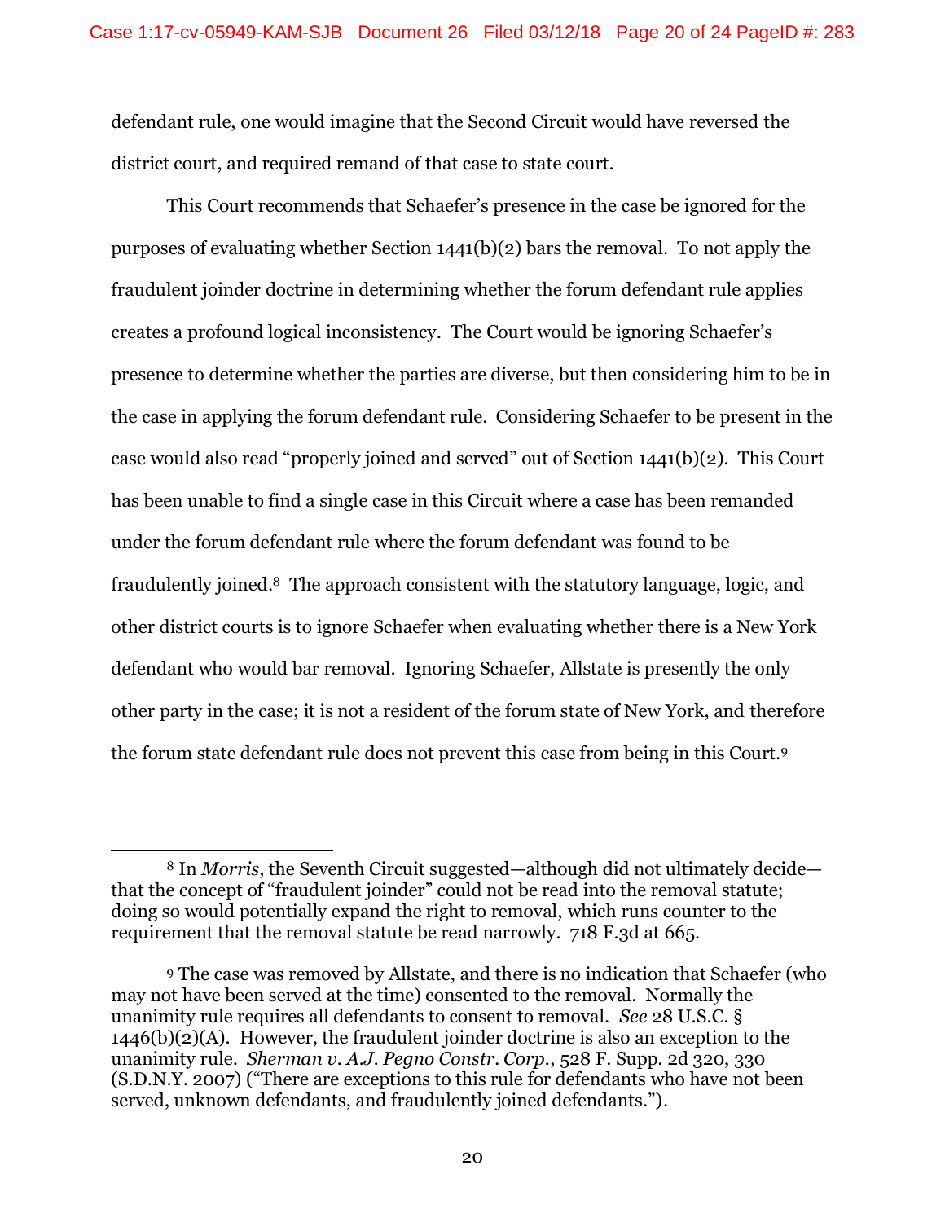defendant rule, one would imagine that the Second Circuit would have reversed the district court, and required remand of that case to state court.

This Court recommends that Schaefer's presence in the case be ignored for the purposes of evaluating whether Section 1441(b)(2) bars the removal. To not apply the fraudulent joinder doctrine in determining whether the forum defendant rule applies creates a profound logical inconsistency. The Court would be ignoring Schaefer's presence to determine whether the parties are diverse, but then considering him to be in the case in applying the forum defendant rule. Considering Schaefer to be present in the case would also read "properly joined and served" out of Section 1441(b)(2). This Court has been unable to find a single case in this Circuit where a case has been remanded under the forum defendant rule where the forum defendant was found to be fraudulently joined.[8] The approach consistent with the statutory language, logic, and other district courts is to ignore Schaefer when evaluating whether there is a New York defendant who would bar removal. Ignoring Schaefer, Allstate is presently the only other party in the case; it is not a resident of the forum state of New York, and therefore the forum state defendant rule does not prevent this case from being in this Court.[9]

---

[8] In *Morris*, the Seventh Circuit suggested—although did not ultimately decide—that the concept of "fraudulent joinder" could not be read into the removal statute; doing so would potentially expand the right to removal, which runs counter to the requirement that the removal statute be read narrowly. 718 F.3d at 665.

[9] The case was removed by Allstate, and there is no indication that Schaefer (who may not have been served at the time) consented to the removal. Normally the unanimity rule requires all defendants to consent to removal. *See* 28 U.S.C. § 1446(b)(2)(A). However, the fraudulent joinder doctrine is also an exception to the unanimity rule. *Sherman v. A.J. Pegno Constr. Corp.*, 528 F. Supp. 2d 320, 330 (S.D.N.Y. 2007) ("There are exceptions to this rule for defendants who have not been served, unknown defendants, and fraudulently joined defendants.").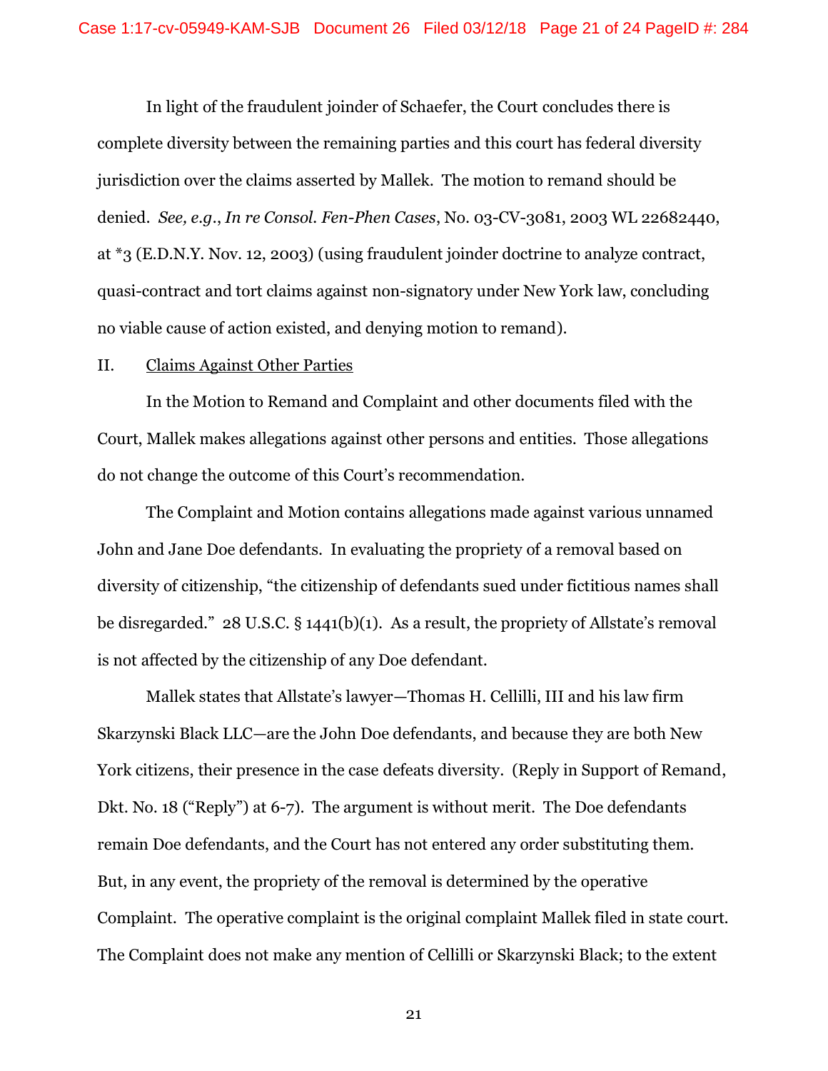In light of the fraudulent joinder of Schaefer, the Court concludes there is complete diversity between the remaining parties and this court has federal diversity jurisdiction over the claims asserted by Mallek. The motion to remand should be denied. *See, e.g.*, *In re Consol. Fen-Phen Cases*, No. 03-CV-3081, 2003 WL 22682440, at *3 (E.D.N.Y. Nov. 12, 2003) (using fraudulent joinder doctrine to analyze contract, quasi-contract and tort claims against non-signatory under New York law, concluding no viable cause of action existed, and denying motion to remand).

II. Claims Against Other Parties

In the Motion to Remand and Complaint and other documents filed with the Court, Mallek makes allegations against other persons and entities. Those allegations do not change the outcome of this Court's recommendation.

The Complaint and Motion contains allegations made against various unnamed John and Jane Doe defendants. In evaluating the propriety of a removal based on diversity of citizenship, "the citizenship of defendants sued under fictitious names shall be disregarded." 28 U.S.C. § 1441(b)(1). As a result, the propriety of Allstate's removal is not affected by the citizenship of any Doe defendant.

Mallek states that Allstate's lawyer—Thomas H. Cellilli, III and his law firm Skarzynski Black LLC—are the John Doe defendants, and because they are both New York citizens, their presence in the case defeats diversity. (Reply in Support of Remand, Dkt. No. 18 ("Reply") at 6-7). The argument is without merit. The Doe defendants remain Doe defendants, and the Court has not entered any order substituting them. But, in any event, the propriety of the removal is determined by the operative Complaint. The operative complaint is the original complaint Mallek filed in state court. The Complaint does not make any mention of Cellilli or Skarzynski Black; to the extent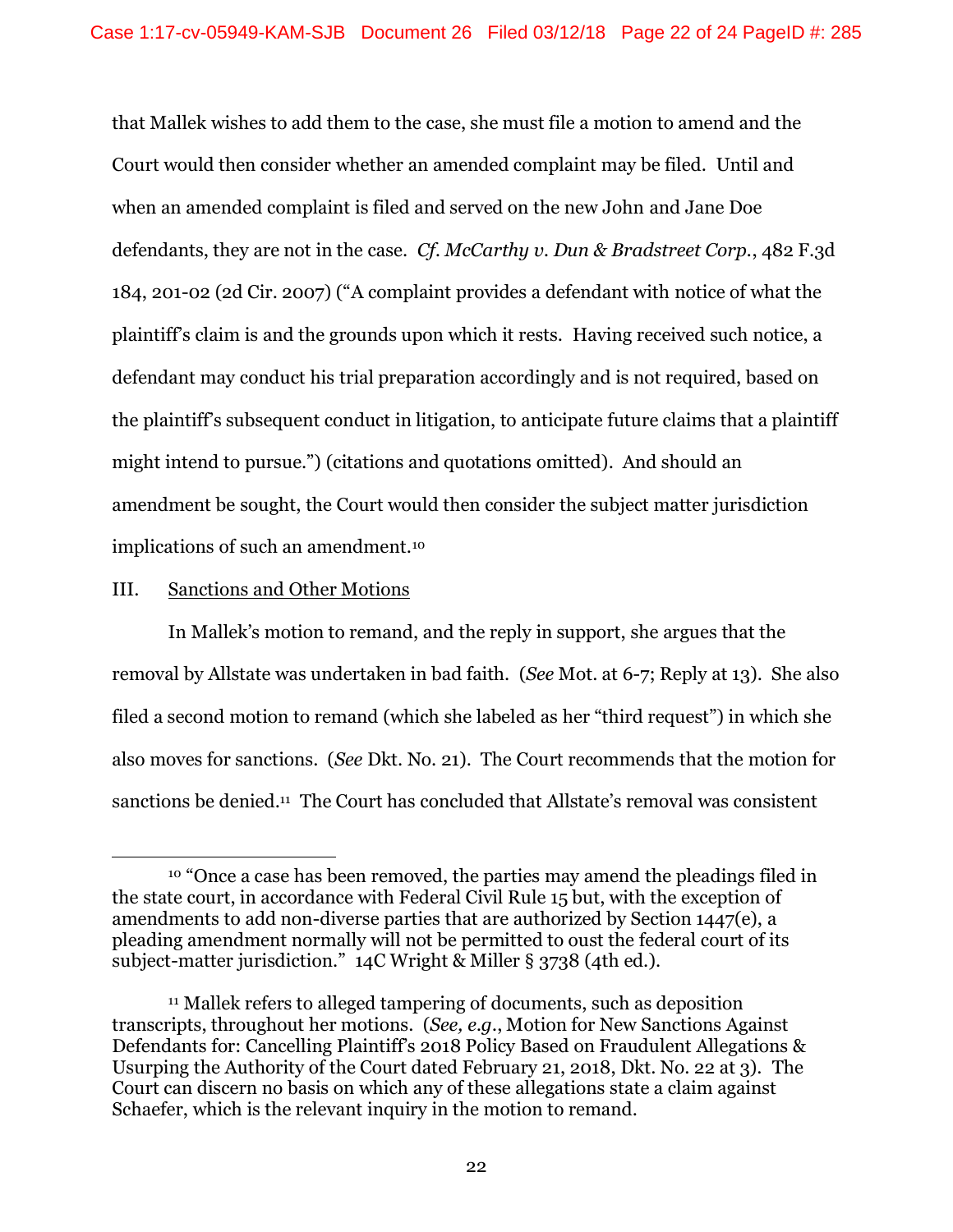that Mallek wishes to add them to the case, she must file a motion to amend and the Court would then consider whether an amended complaint may be filed. Until and when an amended complaint is filed and served on the new John and Jane Doe defendants, they are not in the case. *Cf. McCarthy v. Dun & Bradstreet Corp.*, 482 F.3d 184, 201-02 (2d Cir. 2007) ("A complaint provides a defendant with notice of what the plaintiff's claim is and the grounds upon which it rests. Having received such notice, a defendant may conduct his trial preparation accordingly and is not required, based on the plaintiff's subsequent conduct in litigation, to anticipate future claims that a plaintiff might intend to pursue.") (citations and quotations omitted). And should an amendment be sought, the Court would then consider the subject matter jurisdiction implications of such an amendment.[10]

III. Sanctions and Other Motions

In Mallek's motion to remand, and the reply in support, she argues that the removal by Allstate was undertaken in bad faith. (*See* Mot. at 6-7; Reply at 13). She also filed a second motion to remand (which she labeled as her "third request") in which she also moves for sanctions. (*See* Dkt. No. 21). The Court recommends that the motion for sanctions be denied.[11] The Court has concluded that Allstate's removal was consistent

[10] "Once a case has been removed, the parties may amend the pleadings filed in the state court, in accordance with Federal Civil Rule 15 but, with the exception of amendments to add non-diverse parties that are authorized by Section 1447(e), a pleading amendment normally will not be permitted to oust the federal court of its subject-matter jurisdiction." 14C Wright & Miller § 3738 (4th ed.).

[11] Mallek refers to alleged tampering of documents, such as deposition transcripts, throughout her motions. (*See, e.g.*, Motion for New Sanctions Against Defendants for: Cancelling Plaintiff's 2018 Policy Based on Fraudulent Allegations & Usurping the Authority of the Court dated February 21, 2018, Dkt. No. 22 at 3). The Court can discern no basis on which any of these allegations state a claim against Schaefer, which is the relevant inquiry in the motion to remand.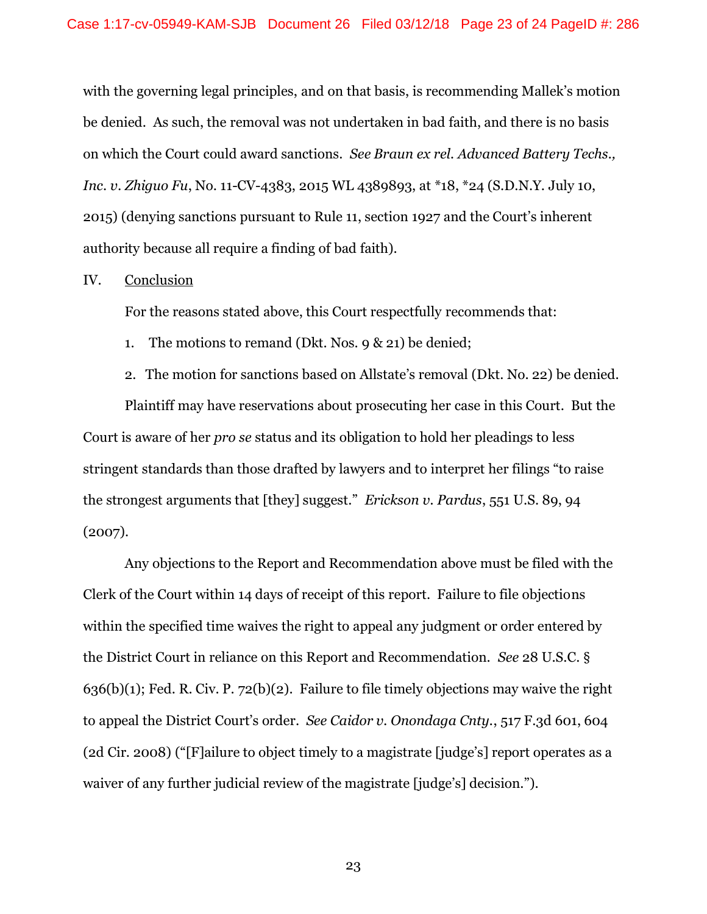with the governing legal principles, and on that basis, is recommending Mallek's motion be denied. As such, the removal was not undertaken in bad faith, and there is no basis on which the Court could award sanctions. *See Braun ex rel. Advanced Battery Techs., Inc. v. Zhiguo Fu*, No. 11-CV-4383, 2015 WL 4389893, at *18, *24 (S.D.N.Y. July 10, 2015) (denying sanctions pursuant to Rule 11, section 1927 and the Court's inherent authority because all require a finding of bad faith).

## IV. Conclusion

For the reasons stated above, this Court respectfully recommends that:

1. The motions to remand (Dkt. Nos. 9 & 21) be denied;
2. The motion for sanctions based on Allstate's removal (Dkt. No. 22) be denied.

Plaintiff may have reservations about prosecuting her case in this Court. But the Court is aware of her *pro se* status and its obligation to hold her pleadings to less stringent standards than those drafted by lawyers and to interpret her filings "to raise the strongest arguments that [they] suggest." *Erickson v. Pardus*, 551 U.S. 89, 94 (2007).

Any objections to the Report and Recommendation above must be filed with the Clerk of the Court within 14 days of receipt of this report. Failure to file objections within the specified time waives the right to appeal any judgment or order entered by the District Court in reliance on this Report and Recommendation. *See* 28 U.S.C. § 636(b)(1); Fed. R. Civ. P. 72(b)(2). Failure to file timely objections may waive the right to appeal the District Court's order. *See Caidor v. Onondaga Cnty.*, 517 F.3d 601, 604 (2d Cir. 2008) ("[F]ailure to object timely to a magistrate [judge's] report operates as a waiver of any further judicial review of the magistrate [judge's] decision.").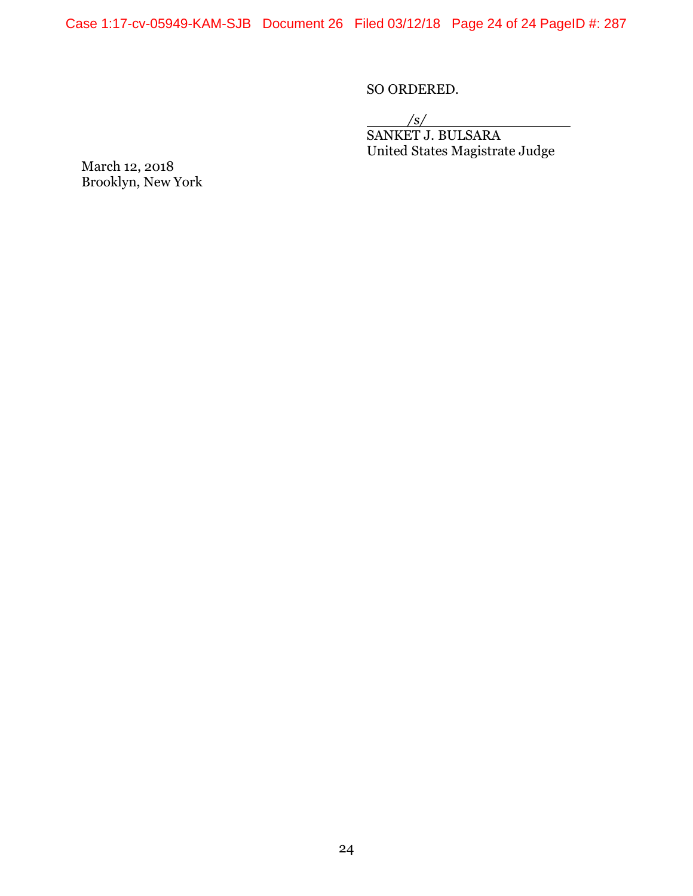SO ORDERED.

*/s/*

SANKET J. BULSARA
United States Magistrate Judge

March 12, 2018
Brooklyn, New York